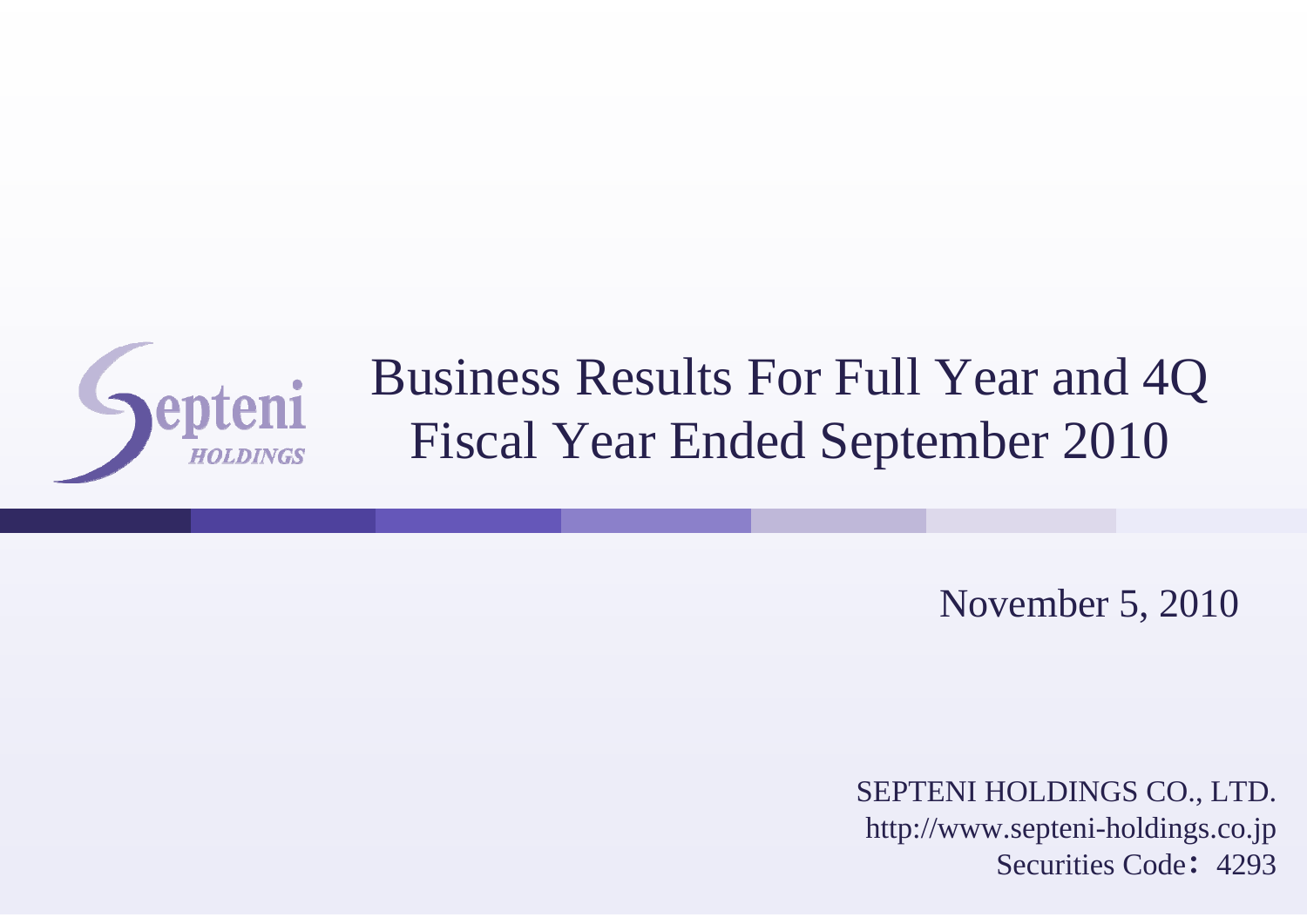# Business Results For Full Year and 4Q Fiscal Year Ended September 2010

November 5, 2010

SEPTENI HOLDINGS CO., LTD.
http://www.septeni-holdings.co.jp
Securities Code：4293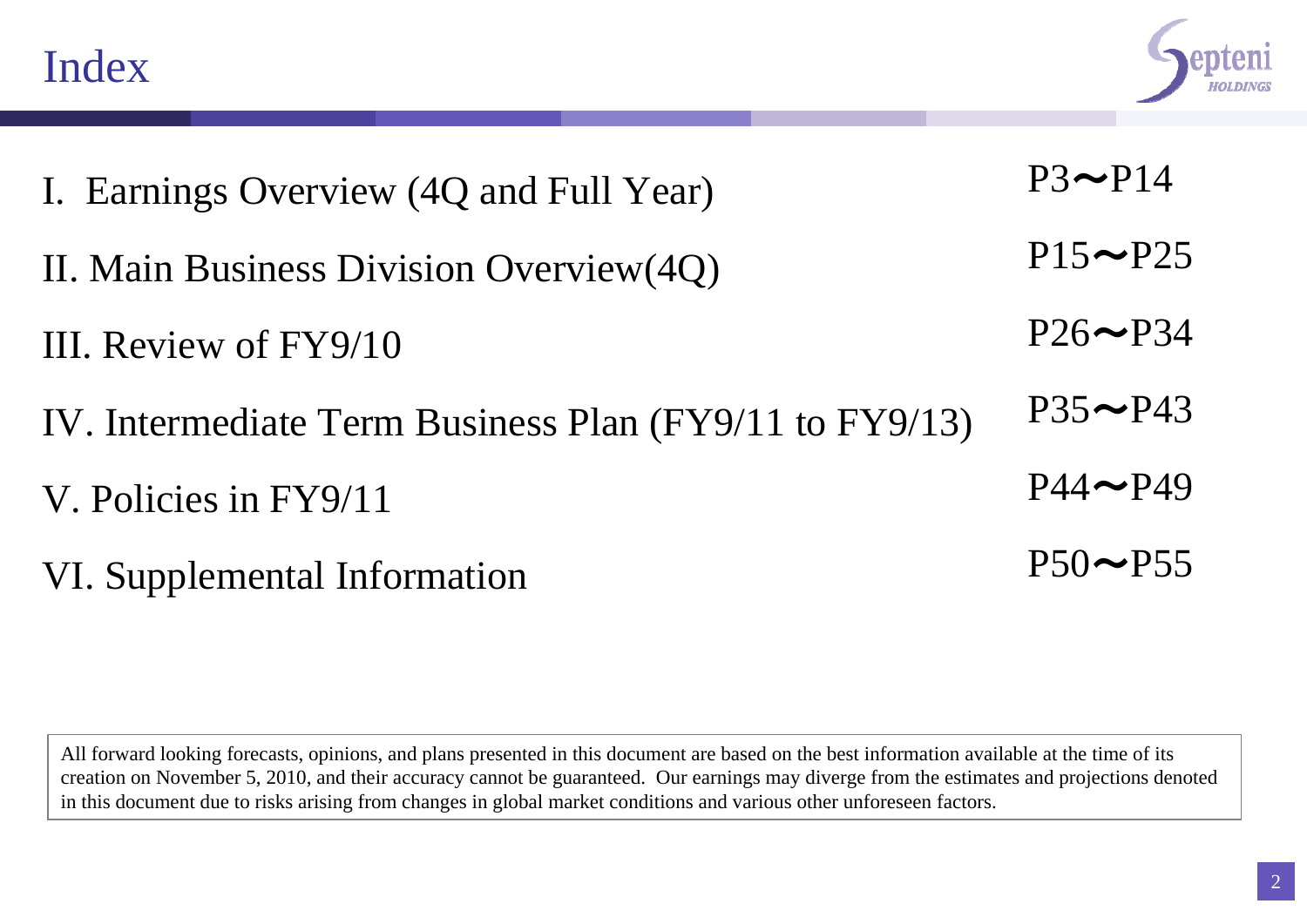# Index

| Section | Pages |
|---|---|
| I. Earnings Overview (4Q and Full Year) | P3〜P14 |
| II. Main Business Division Overview(4Q) | P15〜P25 |
| III. Review of FY9/10 | P26〜P34 |
| IV. Intermediate Term Business Plan (FY9/11 to FY9/13) | P35〜P43 |
| V. Policies in FY9/11 | P44〜P49 |
| VI. Supplemental Information | P50〜P55 |

All forward looking forecasts, opinions, and plans presented in this document are based on the best information available at the time of its creation on November 5, 2010, and their accuracy cannot be guaranteed. Our earnings may diverge from the estimates and projections denoted in this document due to risks arising from changes in global market conditions and various other unforeseen factors.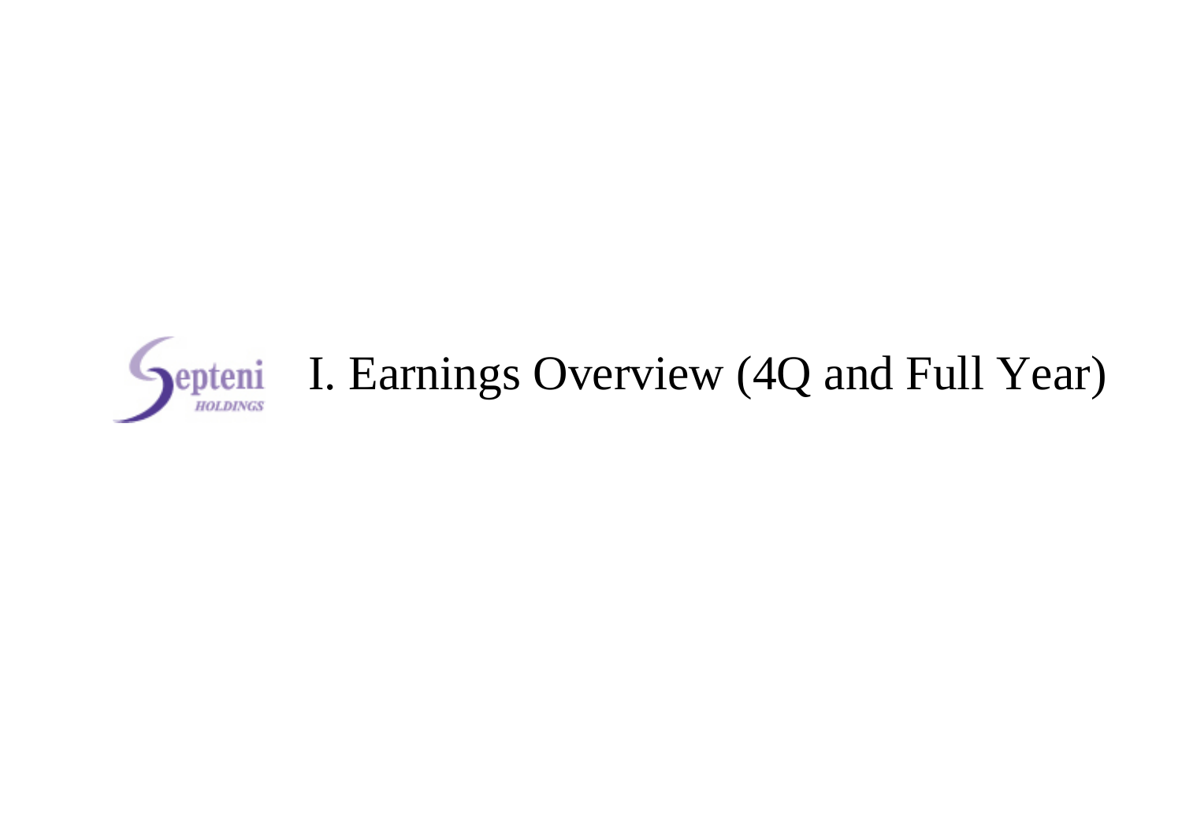# I. Earnings Overview (4Q and Full Year)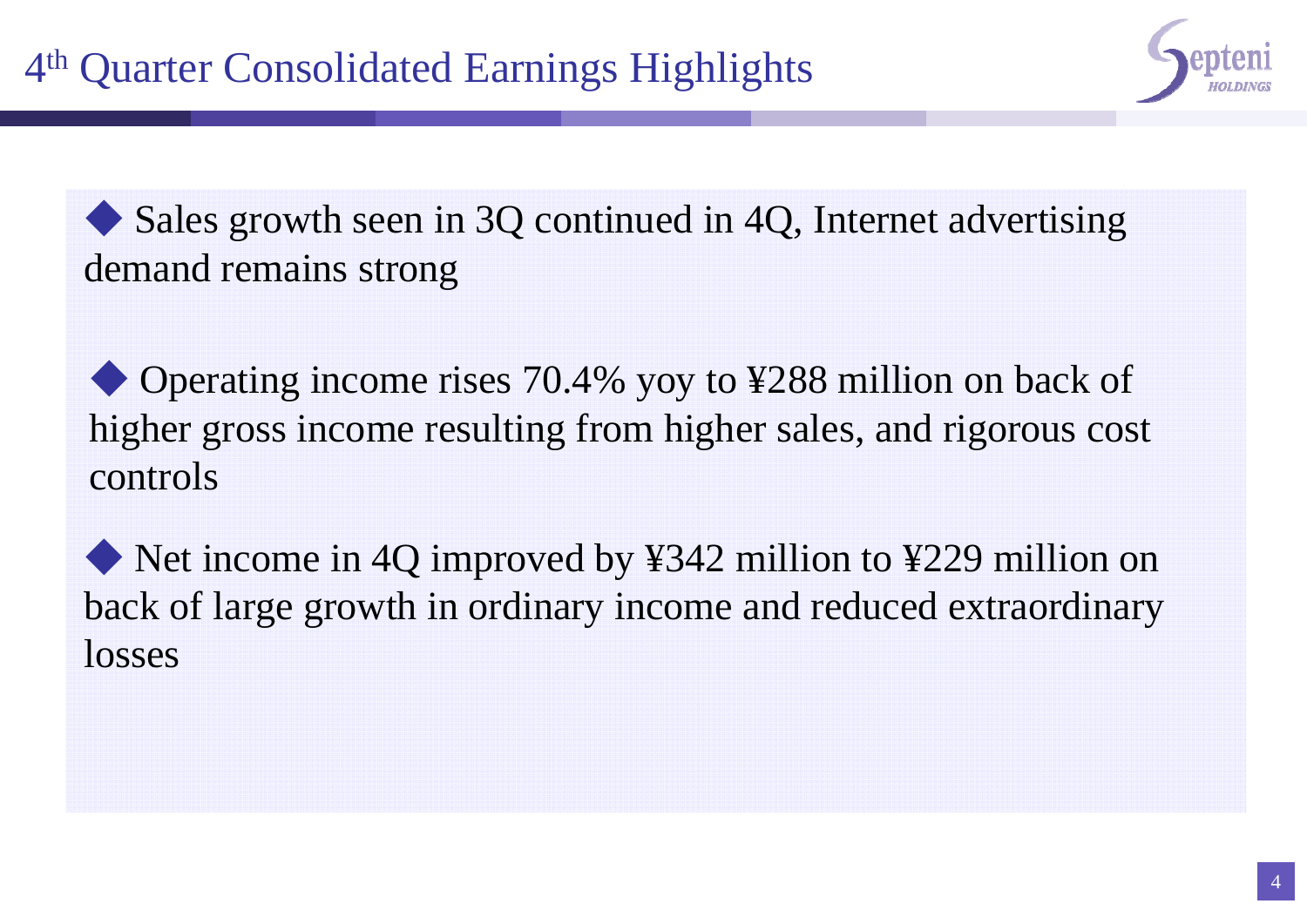# 4th Quarter Consolidated Earnings Highlights

- Sales growth seen in 3Q continued in 4Q, Internet advertising demand remains strong

- Operating income rises 70.4% yoy to ¥288 million on back of higher gross income resulting from higher sales, and rigorous cost controls

- Net income in 4Q improved by ¥342 million to ¥229 million on back of large growth in ordinary income and reduced extraordinary losses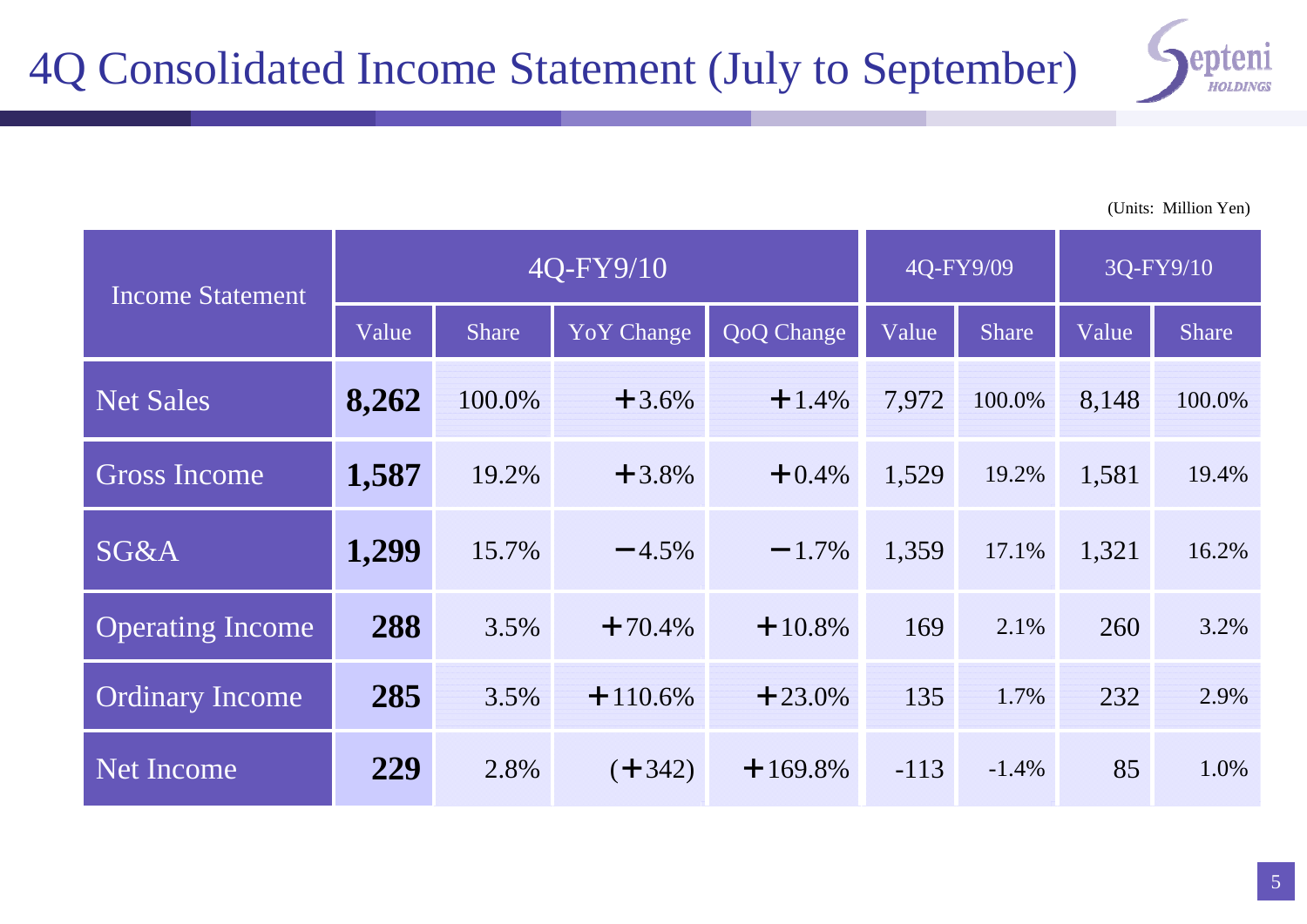# 4Q Consolidated Income Statement (July to September)

(Units: Million Yen)

| Income Statement | 4Q-FY9/10 | | | | 4Q-FY9/09 | | 3Q-FY9/10 | |
|---|---|---|---|---|---|---|---|---|
| | Value | Share | YoY Change | QoQ Change | Value | Share | Value | Share |
| Net Sales | **8,262** | 100.0% | +3.6% | +1.4% | 7,972 | 100.0% | 8,148 | 100.0% |
| Gross Income | **1,587** | 19.2% | +3.8% | +0.4% | 1,529 | 19.2% | 1,581 | 19.4% |
| SG&A | **1,299** | 15.7% | −4.5% | −1.7% | 1,359 | 17.1% | 1,321 | 16.2% |
| Operating Income | **288** | 3.5% | +70.4% | +10.8% | 169 | 2.1% | 260 | 3.2% |
| Ordinary Income | **285** | 3.5% | +110.6% | +23.0% | 135 | 1.7% | 232 | 2.9% |
| Net Income | **229** | 2.8% | (+342) | +169.8% | -113 | -1.4% | 85 | 1.0% |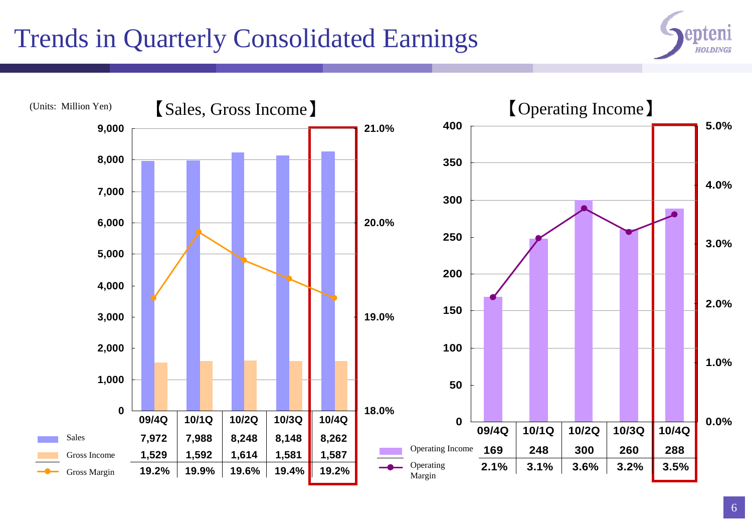# Trends in Quarterly Consolidated Earnings

(Units: Million Yen)

## 【Sales, Gross Income】

| | 09/4Q | 10/1Q | 10/2Q | 10/3Q | 10/4Q |
|---|---|---|---|---|---|
| Sales | 7,972 | 7,988 | 8,248 | 8,148 | 8,262 |
| Gross Income | 1,529 | 1,592 | 1,614 | 1,581 | 1,587 |
| Gross Margin | 19.2% | 19.9% | 19.6% | 19.4% | 19.2% |

## 【Operating Income】

| | 09/4Q | 10/1Q | 10/2Q | 10/3Q | 10/4Q |
|---|---|---|---|---|---|
| Operating Income | 169 | 248 | 300 | 260 | 288 |
| Operating Margin | 2.1% | 3.1% | 3.6% | 3.2% | 3.5% |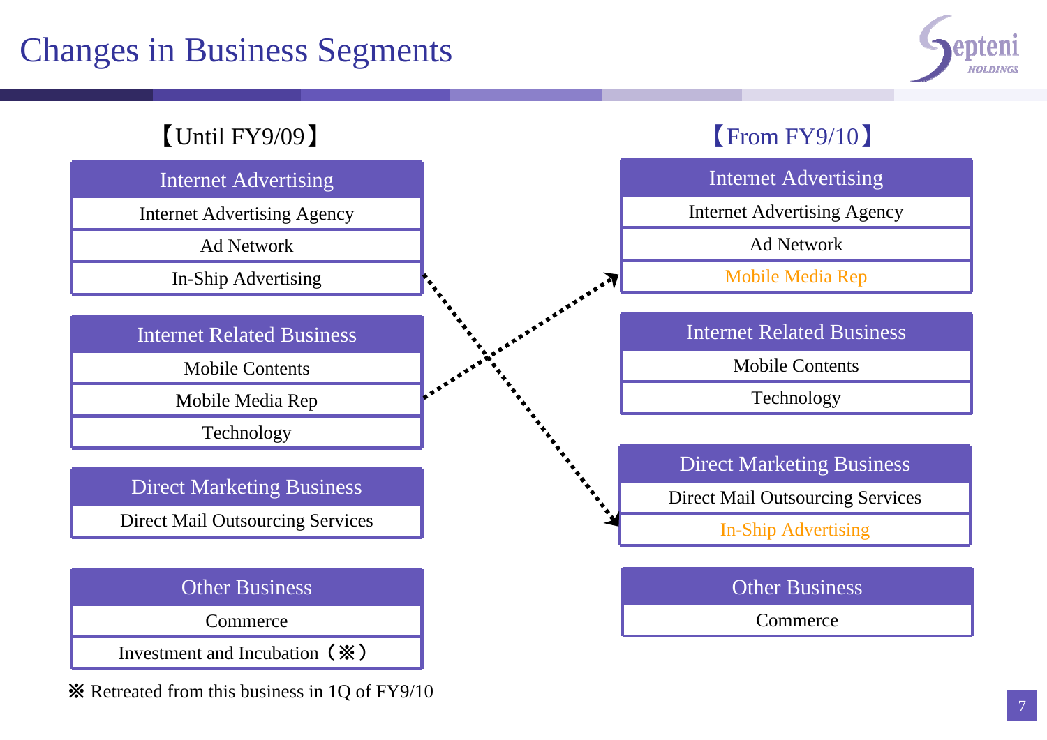# Changes in Business Segments

**【Until FY9/09】**

| Internet Advertising |
|---|
| Internet Advertising Agency |
| Ad Network |
| In-Ship Advertising |

| Internet Related Business |
|---|
| Mobile Contents |
| Mobile Media Rep |
| Technology |

| Direct Marketing Business |
|---|
| Direct Mail Outsourcing Services |

| Other Business |
|---|
| Commerce |
| Investment and Incubation（※） |

※ Retreated from this business in 1Q of FY9/10

**【From FY9/10】**

| Internet Advertising |
|---|
| Internet Advertising Agency |
| Ad Network |
| Mobile Media Rep |

| Internet Related Business |
|---|
| Mobile Contents |
| Technology |

| Direct Marketing Business |
|---|
| Direct Mail Outsourcing Services |
| In-Ship Advertising |

| Other Business |
|---|
| Commerce |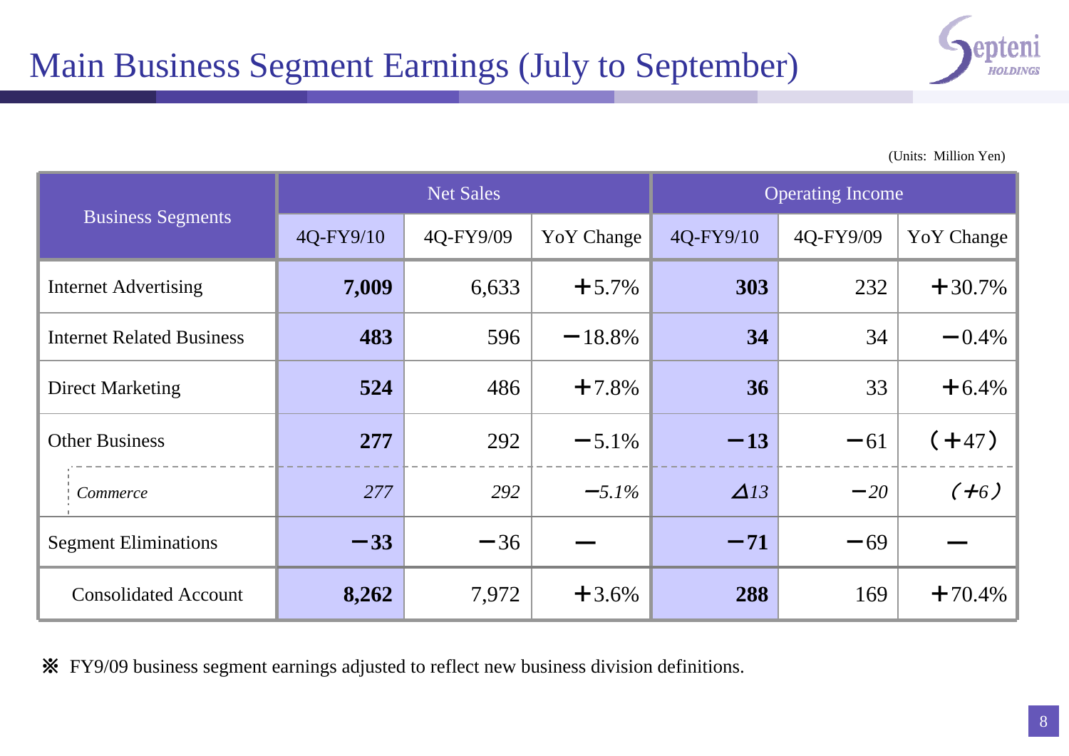# Main Business Segment Earnings (July to September)

(Units: Million Yen)

| Business Segments | Net Sales | | | Operating Income | | |
|---|---|---|---|---|---|---|
| | 4Q-FY9/10 | 4Q-FY9/09 | YoY Change | 4Q-FY9/10 | 4Q-FY9/09 | YoY Change |
| Internet Advertising | **7,009** | 6,633 | ＋5.7% | **303** | 232 | ＋30.7% |
| Internet Related Business | **483** | 596 | －18.8% | **34** | 34 | －0.4% |
| Direct Marketing | **524** | 486 | ＋7.8% | **36** | 33 | ＋6.4% |
| Other Business | **277** | 292 | －5.1% | **－13** | －61 | (＋47) |
| *Commerce* | *277* | *292* | *－5.1%* | *⊿13* | *－20* | *(＋6)* |
| Segment Eliminations | **－33** | －36 | ― | **－71** | －69 | ― |
| Consolidated Account | **8,262** | 7,972 | ＋3.6% | **288** | 169 | ＋70.4% |

※ FY9/09 business segment earnings adjusted to reflect new business division definitions.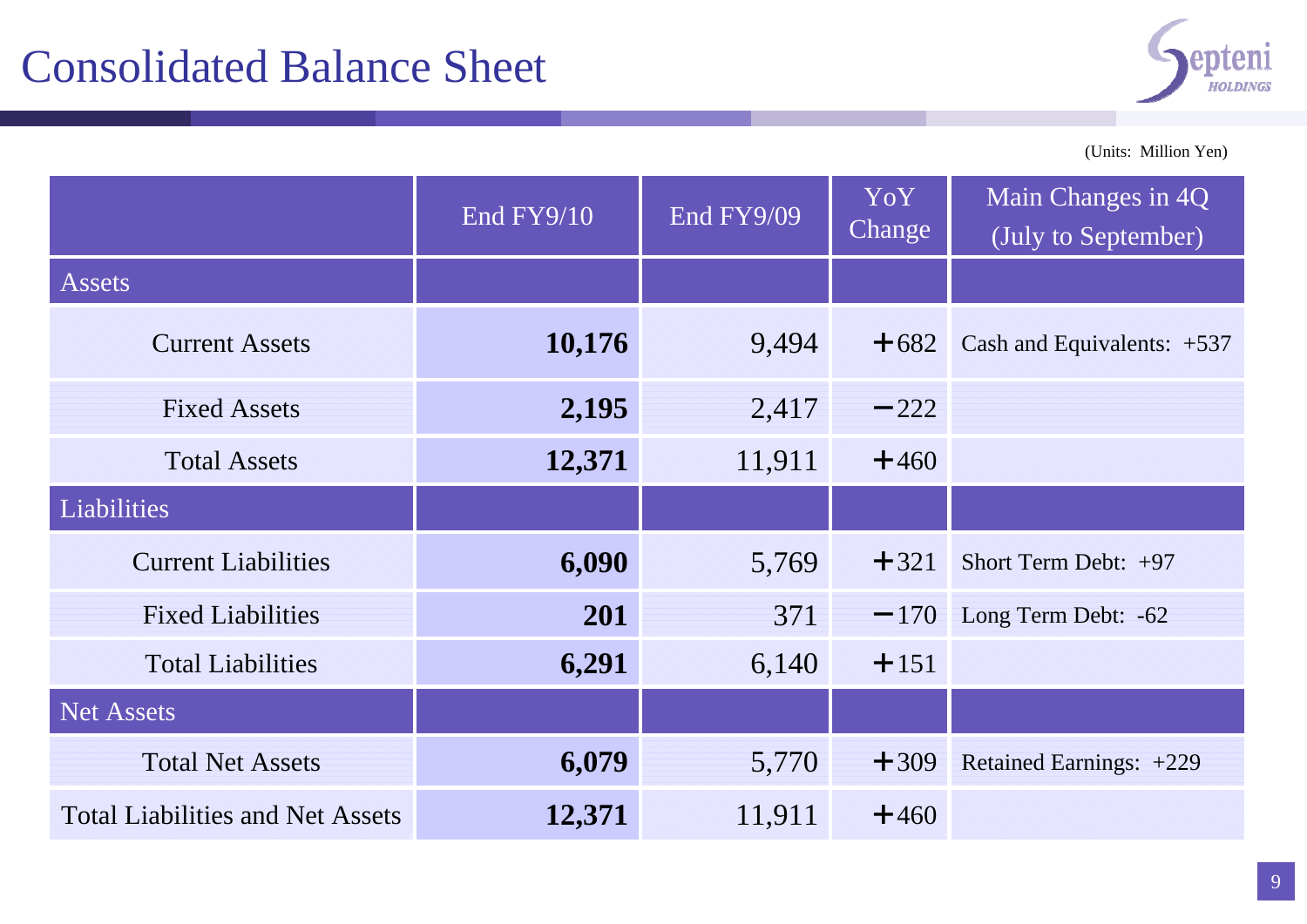# Consolidated Balance Sheet

(Units: Million Yen)

| | End FY9/10 | End FY9/09 | YoY Change | Main Changes in 4Q (July to September) |
|---|---|---|---|---|
| Assets | | | | |
| Current Assets | **10,176** | 9,494 | +682 | Cash and Equivalents: +537 |
| Fixed Assets | **2,195** | 2,417 | −222 | |
| Total Assets | **12,371** | 11,911 | +460 | |
| Liabilities | | | | |
| Current Liabilities | **6,090** | 5,769 | +321 | Short Term Debt: +97 |
| Fixed Liabilities | **201** | 371 | −170 | Long Term Debt: -62 |
| Total Liabilities | **6,291** | 6,140 | +151 | |
| Net Assets | | | | |
| Total Net Assets | **6,079** | 5,770 | +309 | Retained Earnings: +229 |
| Total Liabilities and Net Assets | **12,371** | 11,911 | +460 | |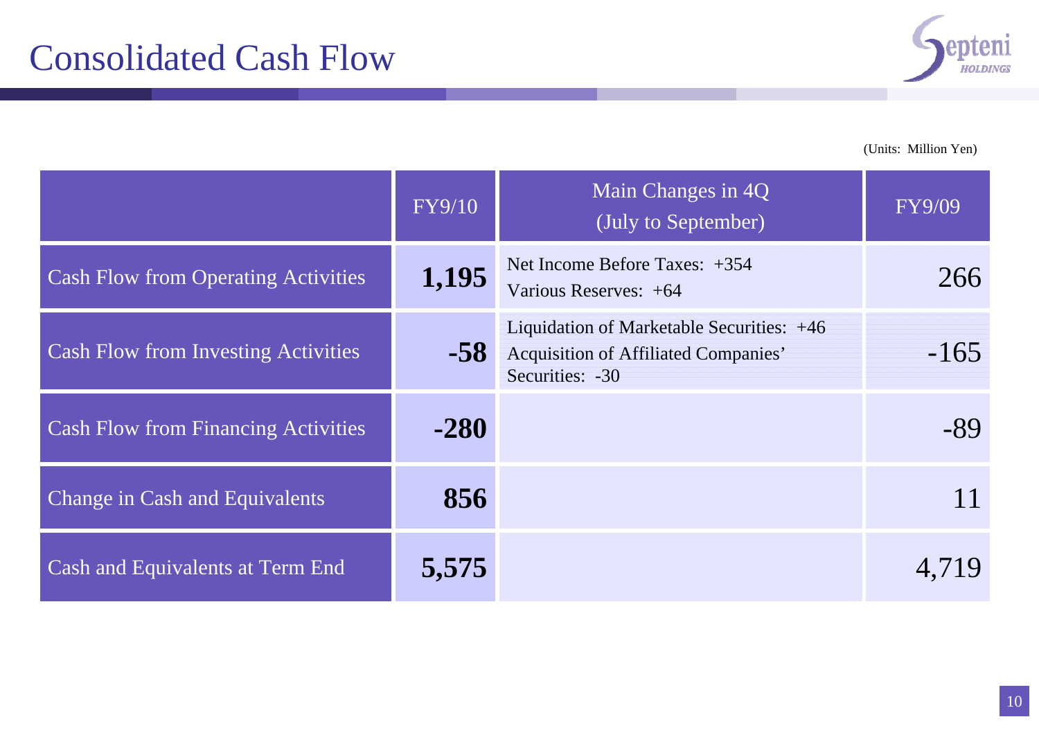# Consolidated Cash Flow

(Units: Million Yen)

| | FY9/10 | Main Changes in 4Q (July to September) | FY9/09 |
|---|---|---|---|
| Cash Flow from Operating Activities | **1,195** | Net Income Before Taxes: +354<br>Various Reserves: +64 | 266 |
| Cash Flow from Investing Activities | **-58** | Liquidation of Marketable Securities: +46<br>Acquisition of Affiliated Companies' Securities: -30 | -165 |
| Cash Flow from Financing Activities | **-280** | | -89 |
| Change in Cash and Equivalents | **856** | | 11 |
| Cash and Equivalents at Term End | **5,575** | | 4,719 |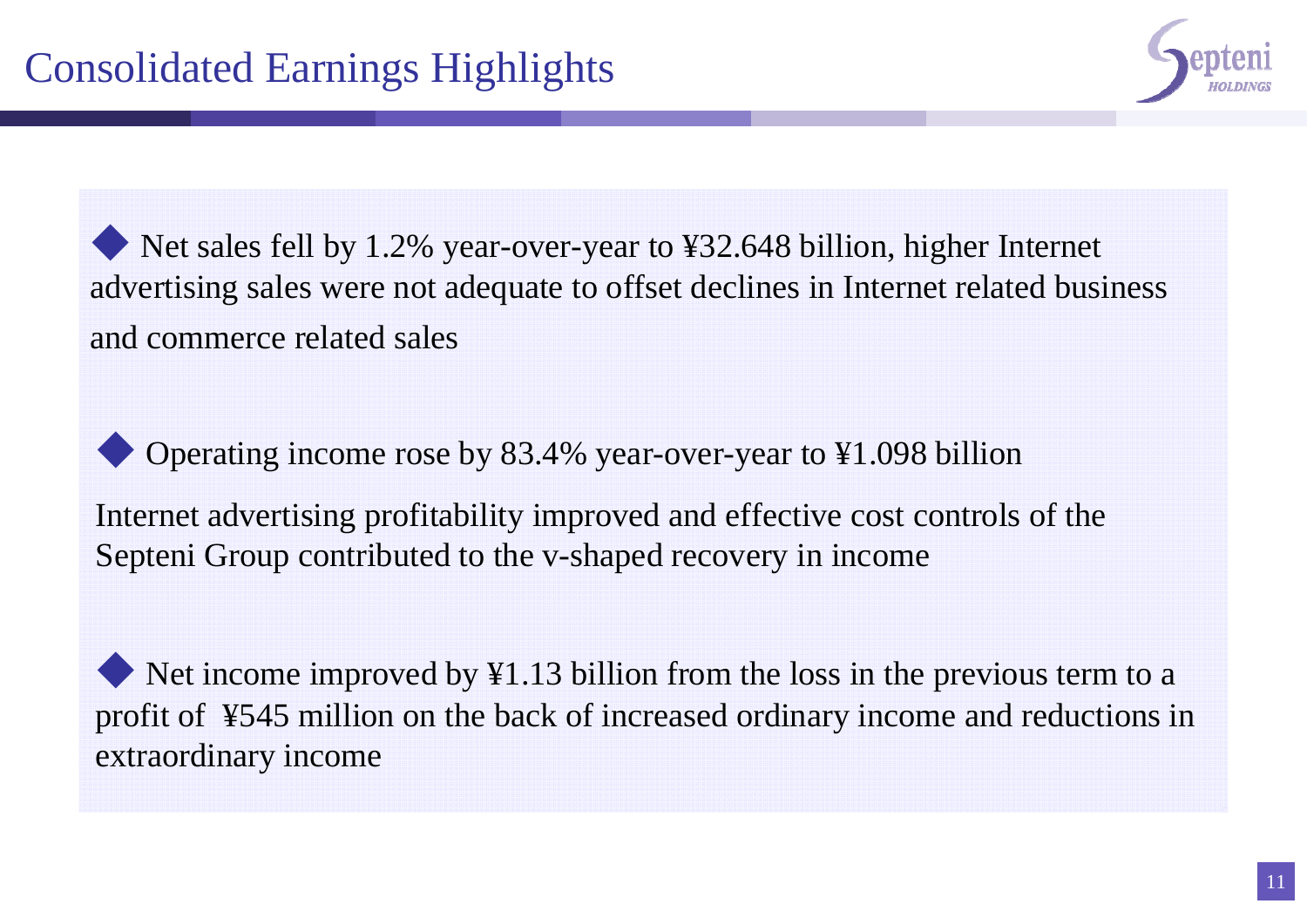# Consolidated Earnings Highlights

- Net sales fell by 1.2% year-over-year to ¥32.648 billion, higher Internet advertising sales were not adequate to offset declines in Internet related business and commerce related sales

- Operating income rose by 83.4% year-over-year to ¥1.098 billion

  Internet advertising profitability improved and effective cost controls of the Septeni Group contributed to the v-shaped recovery in income

- Net income improved by ¥1.13 billion from the loss in the previous term to a profit of ¥545 million on the back of increased ordinary income and reductions in extraordinary income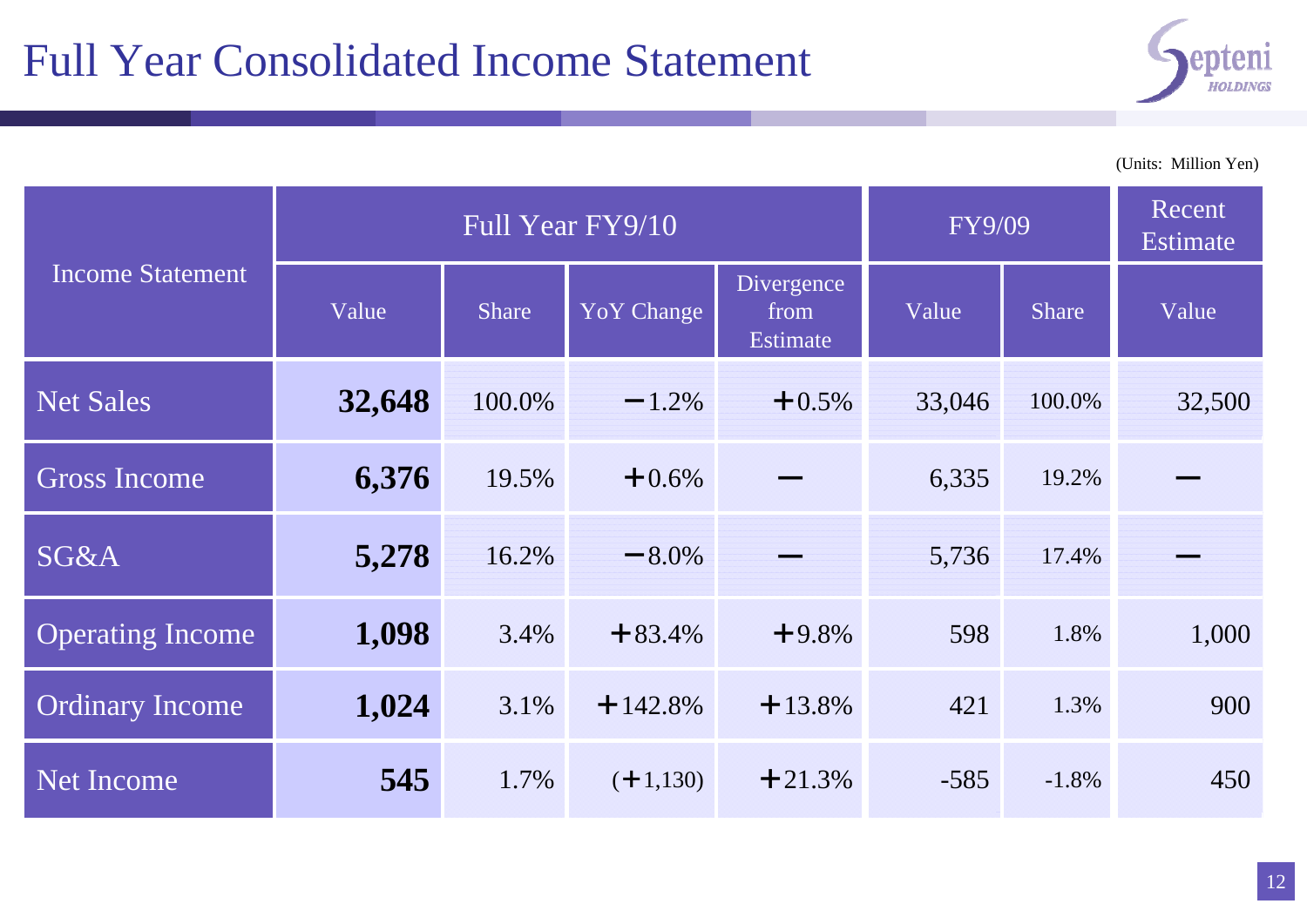# Full Year Consolidated Income Statement

(Units: Million Yen)

| Income Statement | Full Year FY9/10 | | | | FY9/09 | | Recent Estimate |
|---|---|---|---|---|---|---|---|
| | Value | Share | YoY Change | Divergence from Estimate | Value | Share | Value |
| Net Sales | **32,648** | 100.0% | −1.2% | +0.5% | 33,046 | 100.0% | 32,500 |
| Gross Income | **6,376** | 19.5% | +0.6% | — | 6,335 | 19.2% | — |
| SG&A | **5,278** | 16.2% | −8.0% | — | 5,736 | 17.4% | — |
| Operating Income | **1,098** | 3.4% | +83.4% | +9.8% | 598 | 1.8% | 1,000 |
| Ordinary Income | **1,024** | 3.1% | +142.8% | +13.8% | 421 | 1.3% | 900 |
| Net Income | **545** | 1.7% | (+1,130) | +21.3% | -585 | -1.8% | 450 |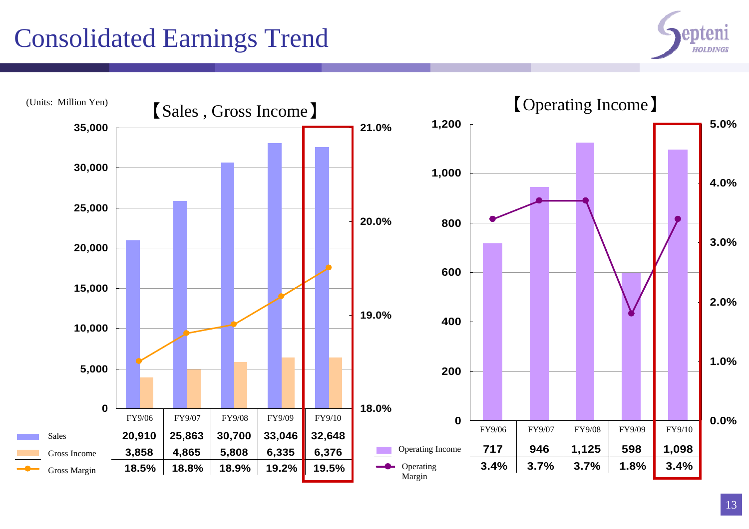# Consolidated Earnings Trend

(Units: Million Yen)

【Sales , Gross Income】

| | FY9/06 | FY9/07 | FY9/08 | FY9/09 | FY9/10 |
|---|---|---|---|---|---|
| Sales | 20,910 | 25,863 | 30,700 | 33,046 | 32,648 |
| Gross Income | 3,858 | 4,865 | 5,808 | 6,335 | 6,376 |
| Gross Margin | 18.5% | 18.8% | 18.9% | 19.2% | 19.5% |

【Operating Income】

| | FY9/06 | FY9/07 | FY9/08 | FY9/09 | FY9/10 |
|---|---|---|---|---|---|
| Operating Income | 717 | 946 | 1,125 | 598 | 1,098 |
| Operating Margin | 3.4% | 3.7% | 3.7% | 1.8% | 3.4% |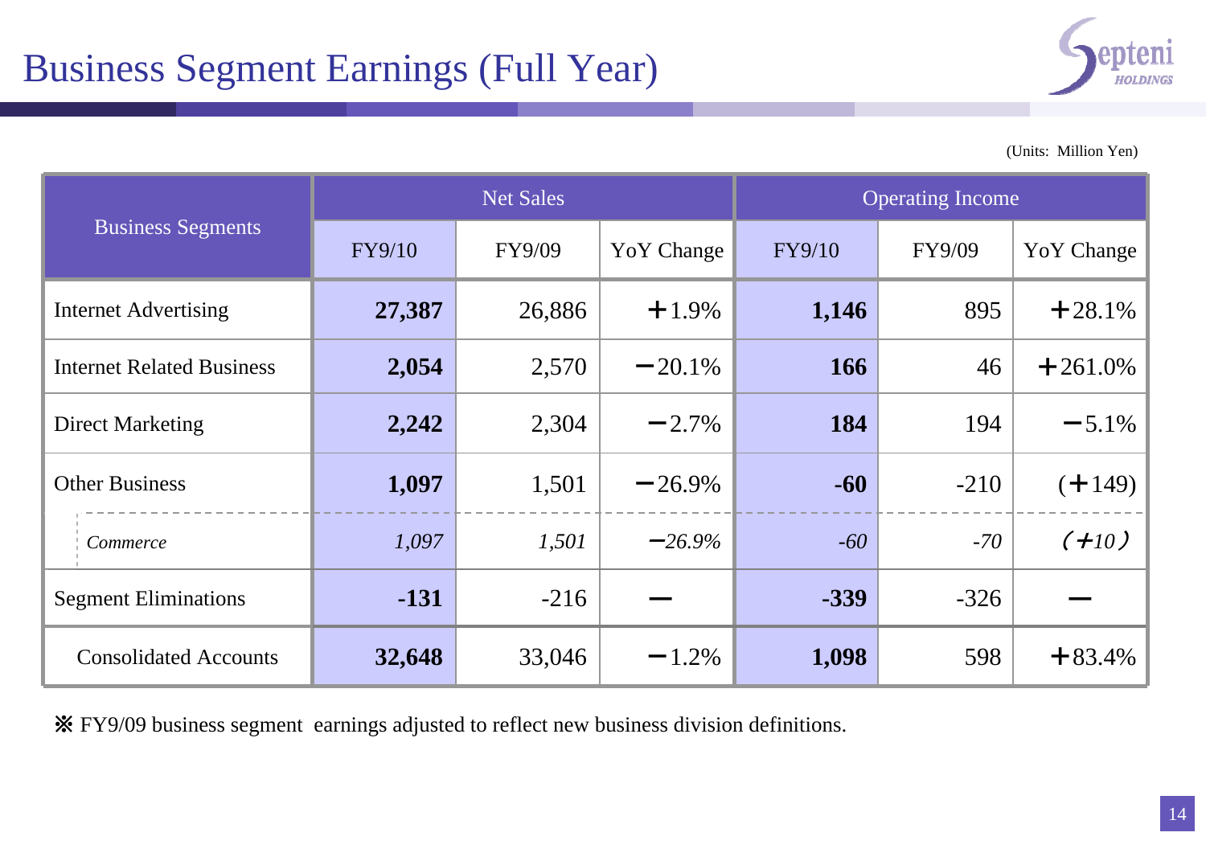# Business Segment Earnings (Full Year)

(Units: Million Yen)

| Business Segments | Net Sales | | | Operating Income | | |
|---|---|---|---|---|---|---|
| | FY9/10 | FY9/09 | YoY Change | FY9/10 | FY9/09 | YoY Change |
| Internet Advertising | **27,387** | 26,886 | ＋1.9% | **1,146** | 895 | ＋28.1% |
| Internet Related Business | **2,054** | 2,570 | −20.1% | **166** | 46 | ＋261.0% |
| Direct Marketing | **2,242** | 2,304 | −2.7% | **184** | 194 | −5.1% |
| Other Business | **1,097** | 1,501 | −26.9% | **-60** | -210 | (＋149) |
| *Commerce* | *1,097* | *1,501* | *−26.9%* | *-60* | *-70* | *(＋10)* |
| Segment Eliminations | **-131** | -216 | ー | **-339** | -326 | ー |
| Consolidated Accounts | **32,648** | 33,046 | −1.2% | **1,098** | 598 | ＋83.4% |

※ FY9/09 business segment earnings adjusted to reflect new business division definitions.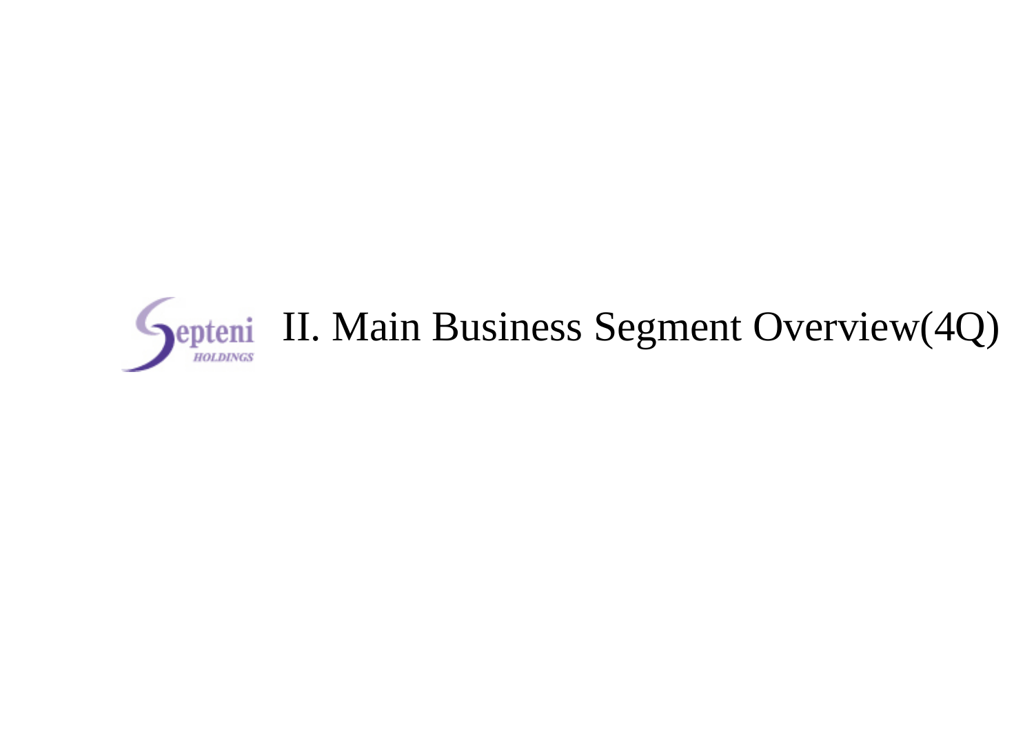# II. Main Business Segment Overview(4Q)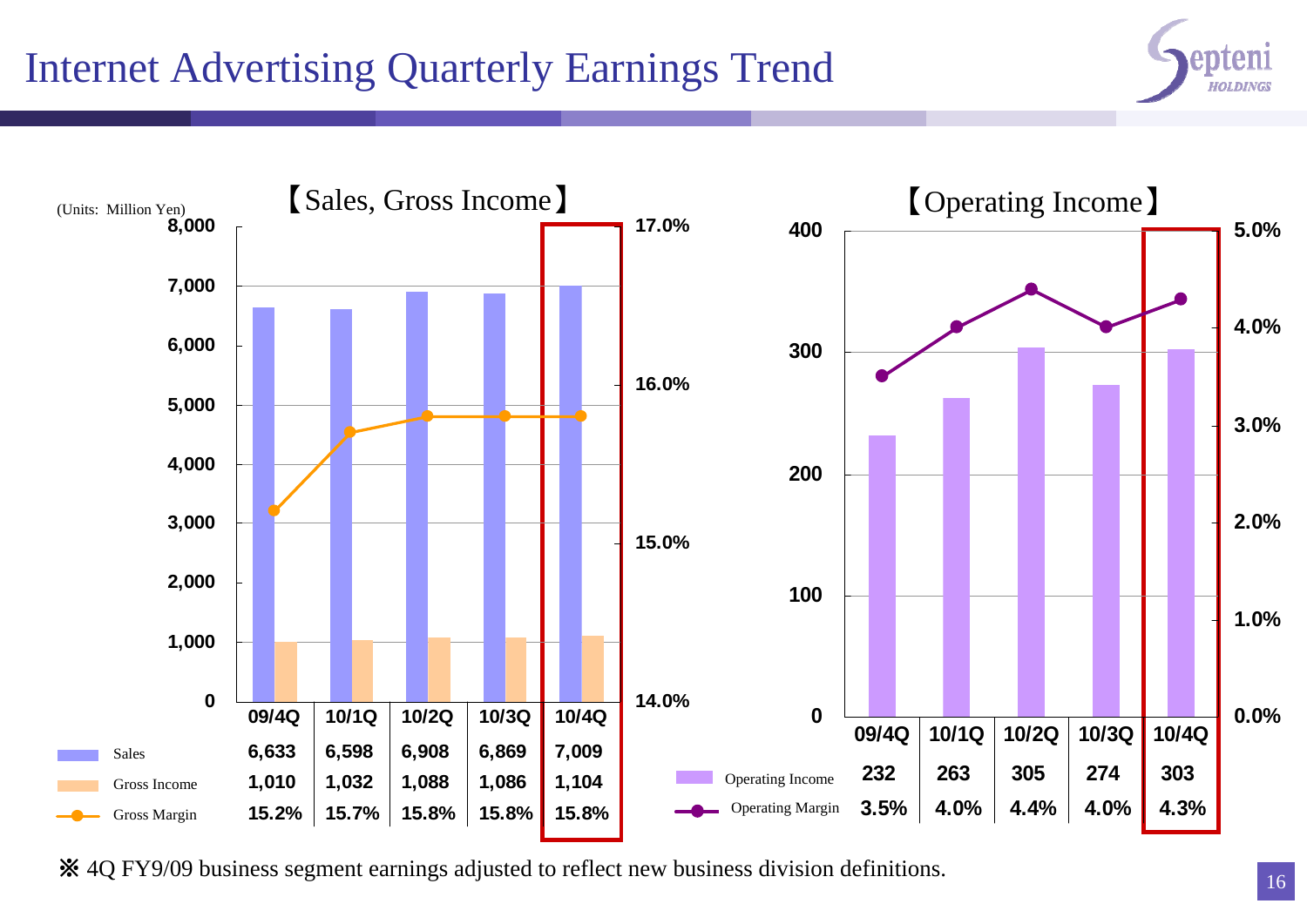# Internet Advertising Quarterly Earnings Trend

## 【Sales, Gross Income】

(Units: Million Yen)

| | 09/4Q | 10/1Q | 10/2Q | 10/3Q | 10/4Q |
|---|---|---|---|---|---|
| Sales | 6,633 | 6,598 | 6,908 | 6,869 | 7,009 |
| Gross Income | 1,010 | 1,032 | 1,088 | 1,086 | 1,104 |
| Gross Margin | 15.2% | 15.7% | 15.8% | 15.8% | 15.8% |

## 【Operating Income】

| | 09/4Q | 10/1Q | 10/2Q | 10/3Q | 10/4Q |
|---|---|---|---|---|---|
| Operating Income | 232 | 263 | 305 | 274 | 303 |
| Operating Margin | 3.5% | 4.0% | 4.4% | 4.0% | 4.3% |

※ 4Q FY9/09 business segment earnings adjusted to reflect new business division definitions.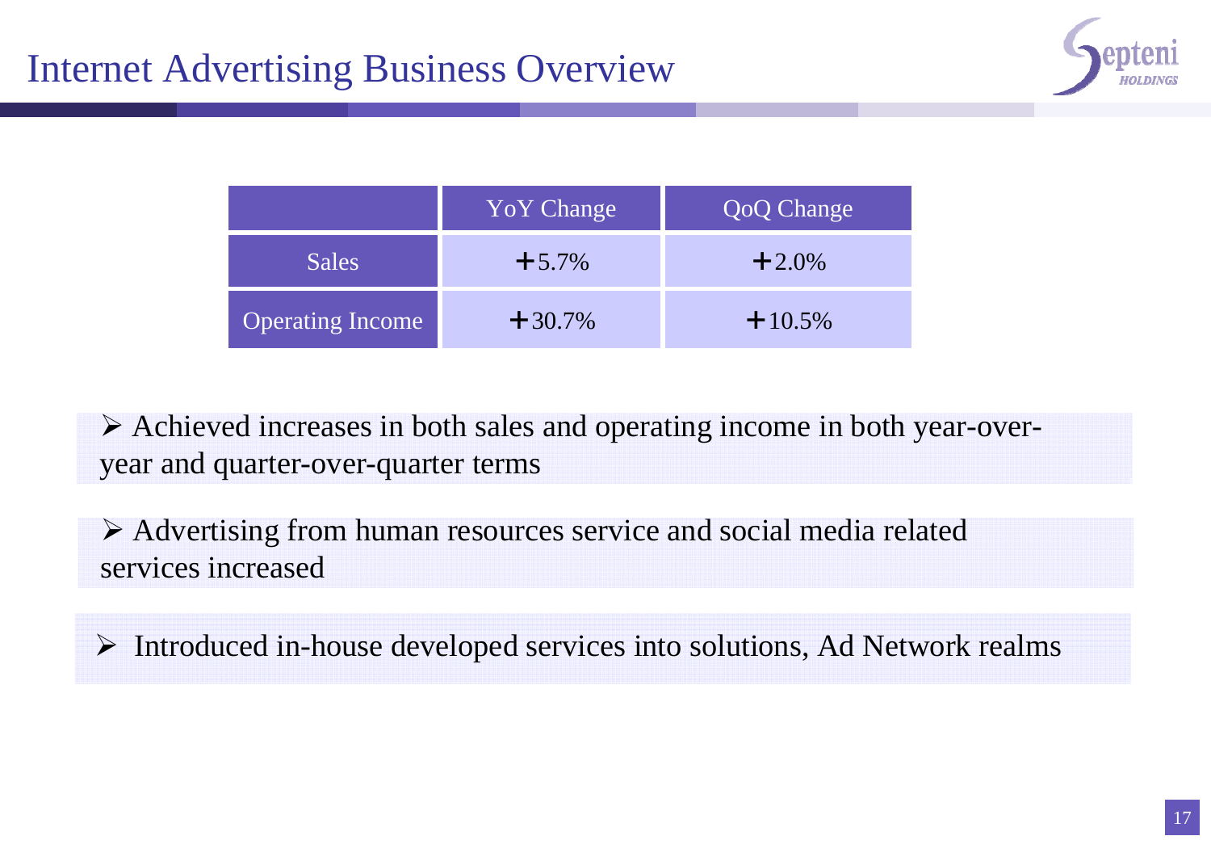# Internet Advertising Business Overview

| | YoY Change | QoQ Change |
|---|---|---|
| Sales | +5.7% | +2.0% |
| Operating Income | +30.7% | +10.5% |

- Achieved increases in both sales and operating income in both year-over-year and quarter-over-quarter terms

- Advertising from human resources service and social media related services increased

- Introduced in-house developed services into solutions, Ad Network realms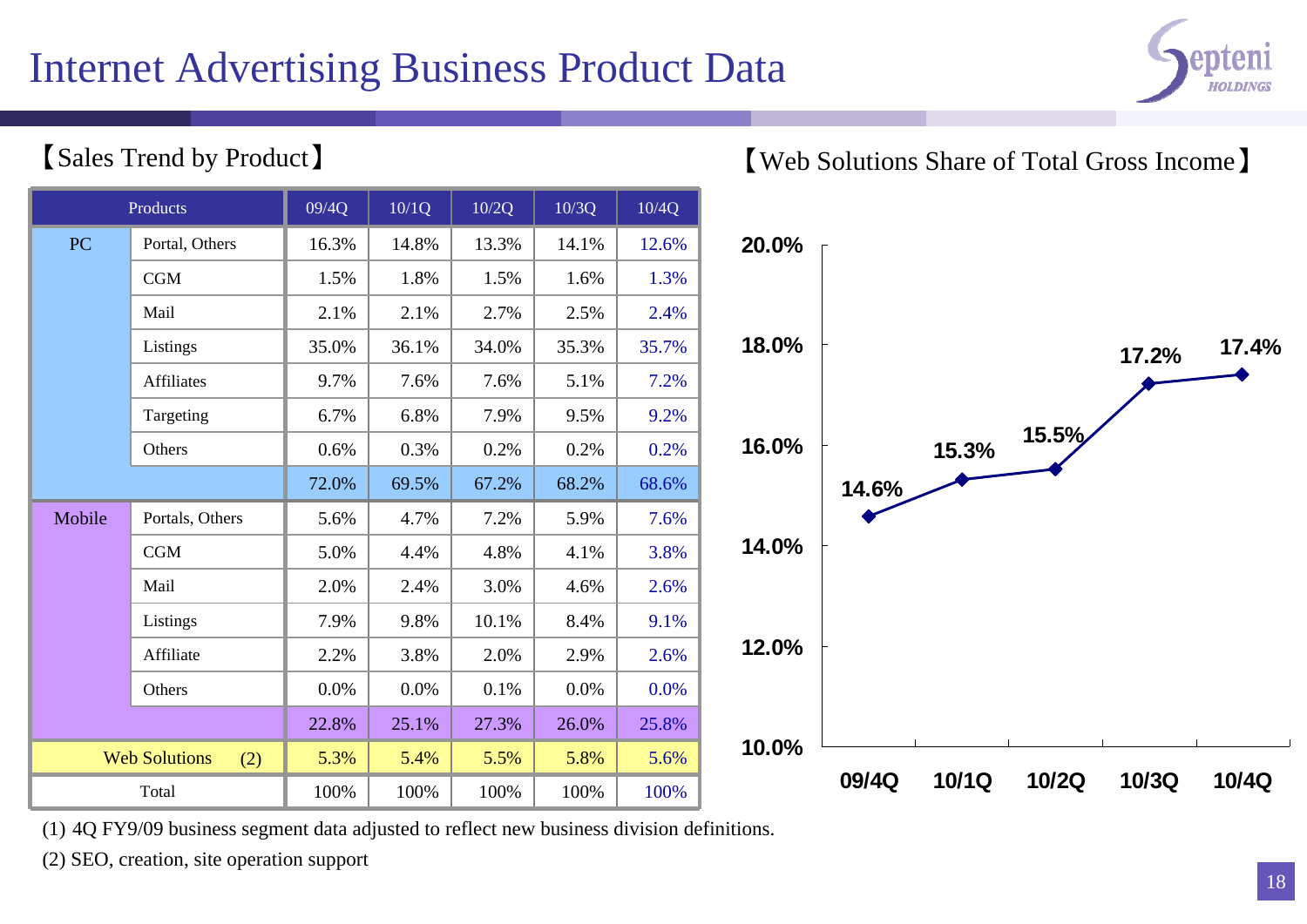# Internet Advertising Business Product Data

【Sales Trend by Product】

| Products | | 09/4Q | 10/1Q | 10/2Q | 10/3Q | 10/4Q |
|---|---|---|---|---|---|---|
| PC | Portal, Others | 16.3% | 14.8% | 13.3% | 14.1% | 12.6% |
| | CGM | 1.5% | 1.8% | 1.5% | 1.6% | 1.3% |
| | Mail | 2.1% | 2.1% | 2.7% | 2.5% | 2.4% |
| | Listings | 35.0% | 36.1% | 34.0% | 35.3% | 35.7% |
| | Affiliates | 9.7% | 7.6% | 7.6% | 5.1% | 7.2% |
| | Targeting | 6.7% | 6.8% | 7.9% | 9.5% | 9.2% |
| | Others | 0.6% | 0.3% | 0.2% | 0.2% | 0.2% |
| | | 72.0% | 69.5% | 67.2% | 68.2% | 68.6% |
| Mobile | Portals, Others | 5.6% | 4.7% | 7.2% | 5.9% | 7.6% |
| | CGM | 5.0% | 4.4% | 4.8% | 4.1% | 3.8% |
| | Mail | 2.0% | 2.4% | 3.0% | 4.6% | 2.6% |
| | Listings | 7.9% | 9.8% | 10.1% | 8.4% | 9.1% |
| | Affiliate | 2.2% | 3.8% | 2.0% | 2.9% | 2.6% |
| | Others | 0.0% | 0.0% | 0.1% | 0.0% | 0.0% |
| | | 22.8% | 25.1% | 27.3% | 26.0% | 25.8% |
| Web Solutions (2) | | 5.3% | 5.4% | 5.5% | 5.8% | 5.6% |
| Total | | 100% | 100% | 100% | 100% | 100% |

【Web Solutions Share of Total Gross Income】

| | 09/4Q | 10/1Q | 10/2Q | 10/3Q | 10/4Q |
|---|---|---|---|---|---|
| Share | 14.6% | 15.3% | 15.5% | 17.2% | 17.4% |

(1) 4Q FY9/09 business segment data adjusted to reflect new business division definitions.

(2) SEO, creation, site operation support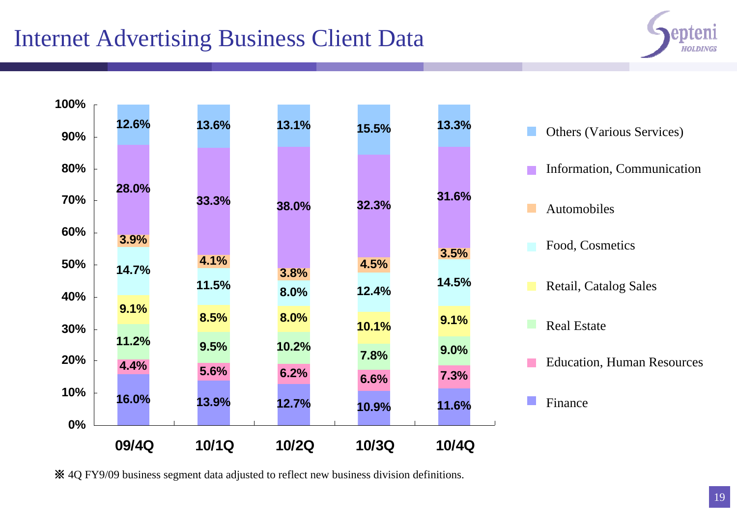# Internet Advertising Business Client Data

| Category | 09/4Q | 10/1Q | 10/2Q | 10/3Q | 10/4Q |
|---|---|---|---|---|---|
| Others (Various Services) | 12.6% | 13.6% | 13.1% | 15.5% | 13.3% |
| Information, Communication | 28.0% | 33.3% | 38.0% | 32.3% | 31.6% |
| Automobiles | 3.9% | 4.1% | 3.8% | 4.5% | 3.5% |
| Food, Cosmetics | 14.7% | 11.5% | 8.0% | 12.4% | 14.5% |
| Retail, Catalog Sales | 9.1% | 8.5% | 8.0% | 10.1% | 9.1% |
| Real Estate | 11.2% | 9.5% | 10.2% | 7.8% | 9.0% |
| Education, Human Resources | 4.4% | 5.6% | 6.2% | 6.6% | 7.3% |
| Finance | 16.0% | 13.9% | 12.7% | 10.9% | 11.6% |

※ 4Q FY9/09 business segment data adjusted to reflect new business division definitions.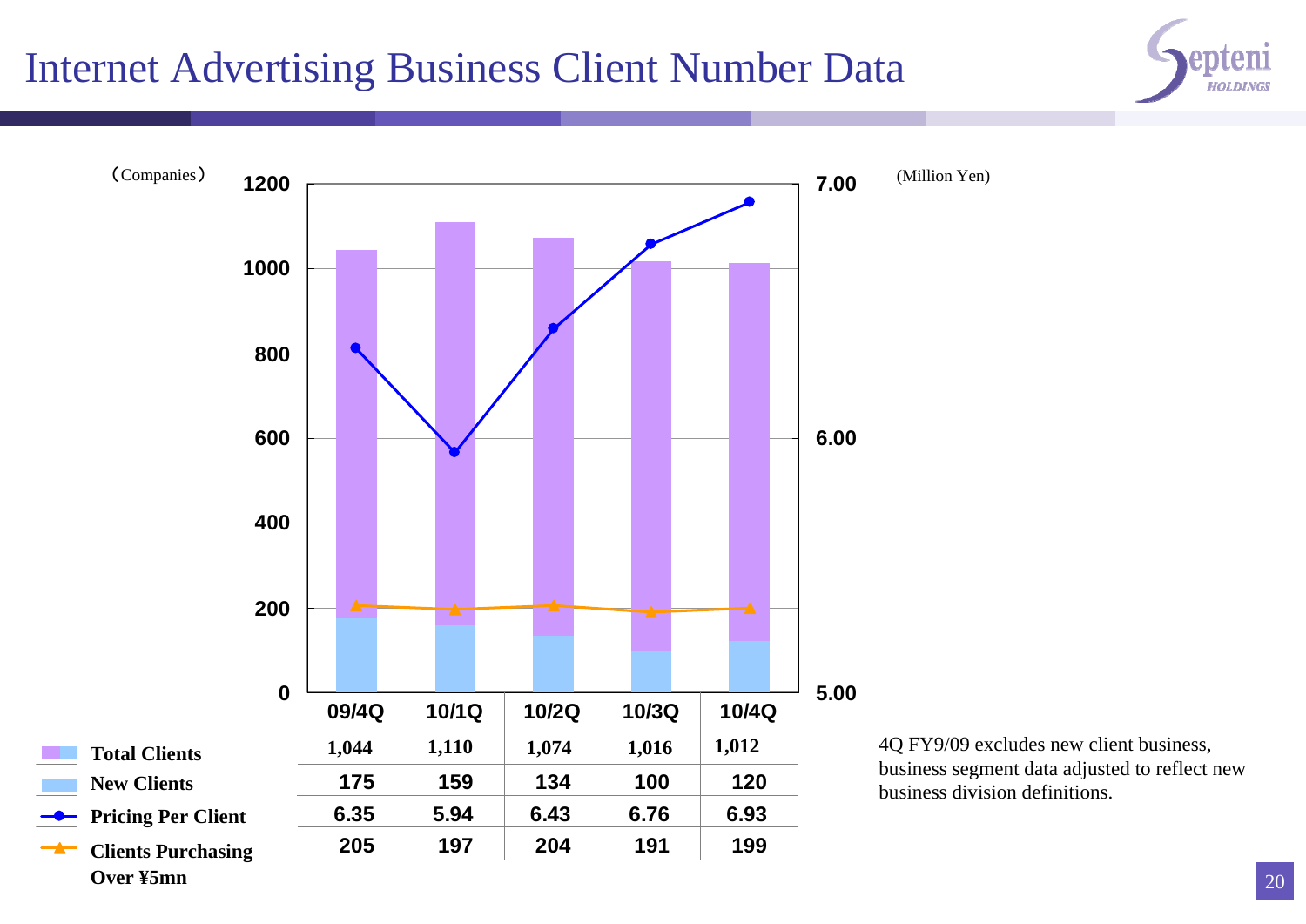# Internet Advertising Business Client Number Data

(Companies) (Million Yen)

| | 09/4Q | 10/1Q | 10/2Q | 10/3Q | 10/4Q |
|---|---|---|---|---|---|
| Total Clients | 1,044 | 1,110 | 1,074 | 1,016 | 1,012 |
| New Clients | 175 | 159 | 134 | 100 | 120 |
| Pricing Per Client | 6.35 | 5.94 | 6.43 | 6.76 | 6.93 |
| Clients Purchasing Over ¥5mn | 205 | 197 | 204 | 191 | 199 |

4Q FY9/09 excludes new client business, business segment data adjusted to reflect new business division definitions.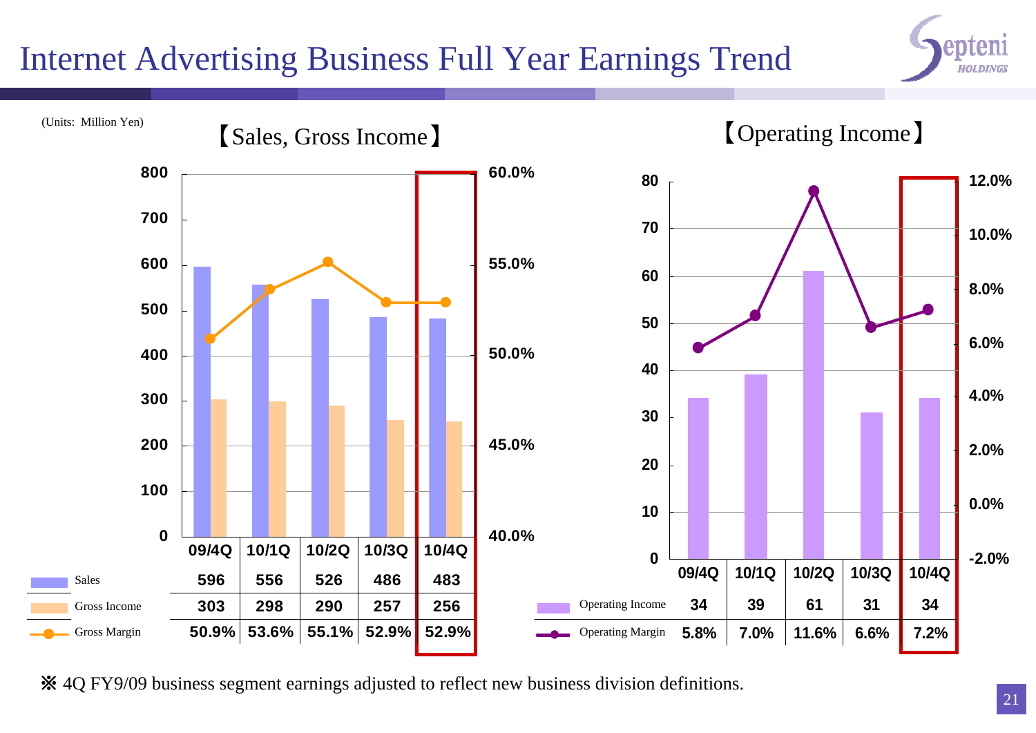# Internet Advertising Business Full Year Earnings Trend

(Units: Million Yen)

## 【Sales, Gross Income】

| | 09/4Q | 10/1Q | 10/2Q | 10/3Q | 10/4Q |
|---|---|---|---|---|---|
| Sales | 596 | 556 | 526 | 486 | 483 |
| Gross Income | 303 | 298 | 290 | 257 | 256 |
| Gross Margin | 50.9% | 53.6% | 55.1% | 52.9% | 52.9% |

## 【Operating Income】

| | 09/4Q | 10/1Q | 10/2Q | 10/3Q | 10/4Q |
|---|---|---|---|---|---|
| Operating Income | 34 | 39 | 61 | 31 | 34 |
| Operating Margin | 5.8% | 7.0% | 11.6% | 6.6% | 7.2% |

※ 4Q FY9/09 business segment earnings adjusted to reflect new business division definitions.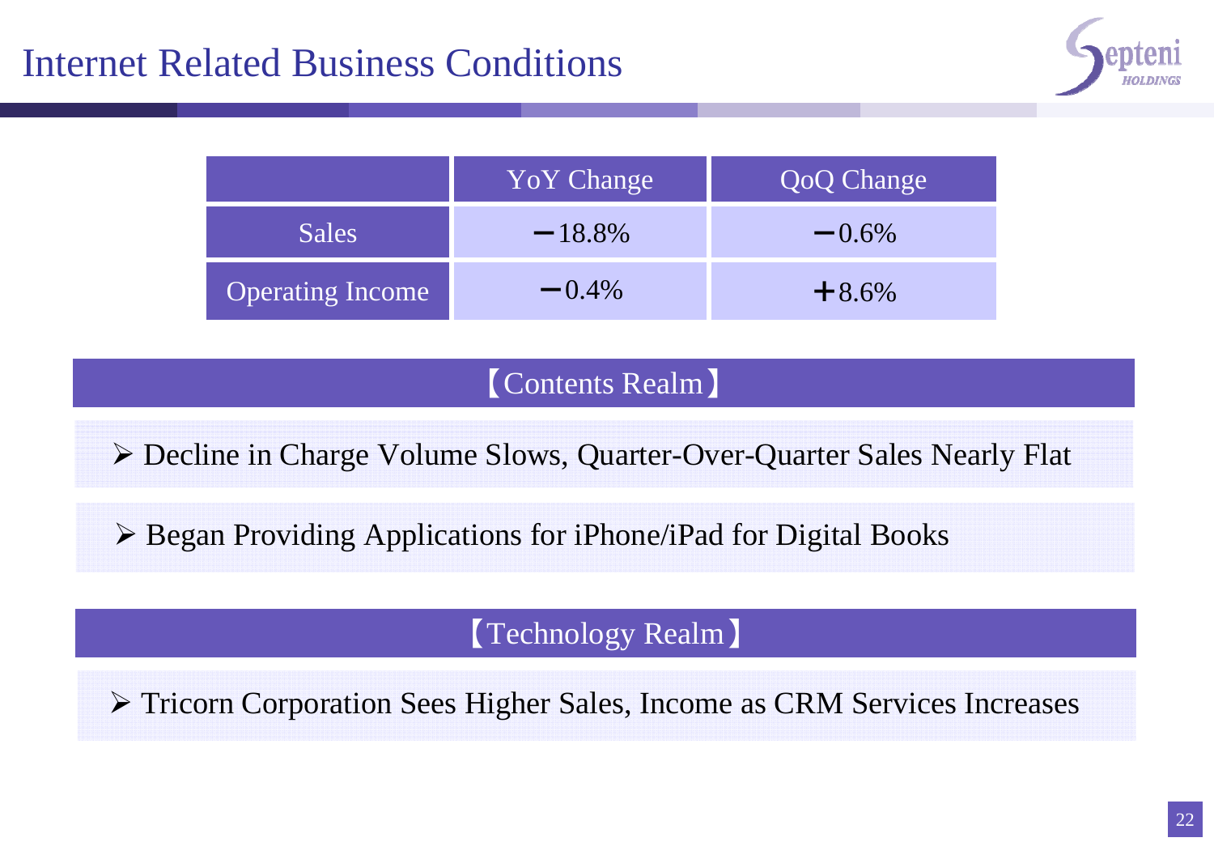# Internet Related Business Conditions

| | YoY Change | QoQ Change |
|---|---|---|
| Sales | −18.8% | −0.6% |
| Operating Income | −0.4% | +8.6% |

## 【Contents Realm】

- Decline in Charge Volume Slows, Quarter-Over-Quarter Sales Nearly Flat
- Began Providing Applications for iPhone/iPad for Digital Books

## 【Technology Realm】

- Tricorn Corporation Sees Higher Sales, Income as CRM Services Increases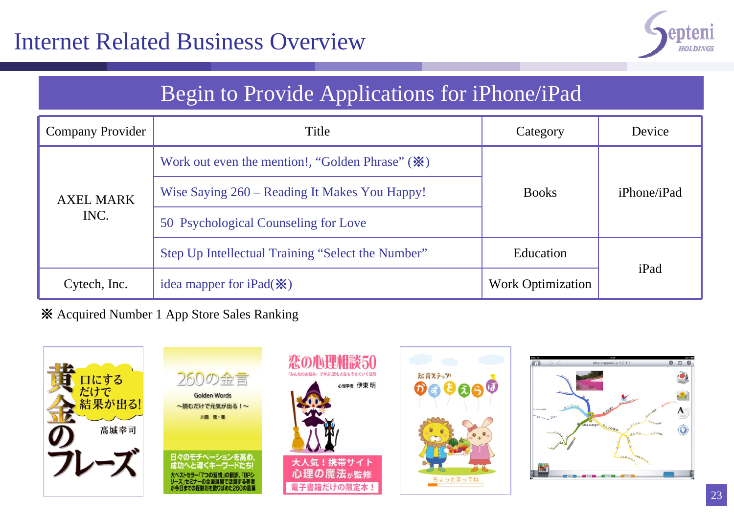# Internet Related Business Overview

## Begin to Provide Applications for iPhone/iPad

| Company Provider | Title | Category | Device |
|---|---|---|---|
| AXEL MARK INC. | Work out even the mention!, “Golden Phrase” (※) | Books | iPhone/iPad |
| | Wise Saying 260 – Reading It Makes You Happy! | | |
| | 50 Psychological Counseling for Love | | |
| | Step Up Intellectual Training “Select the Number” | Education | iPad |
| Cytech, Inc. | idea mapper for iPad(※) | Work Optimization | |

※ Acquired Number 1 App Store Sales Ranking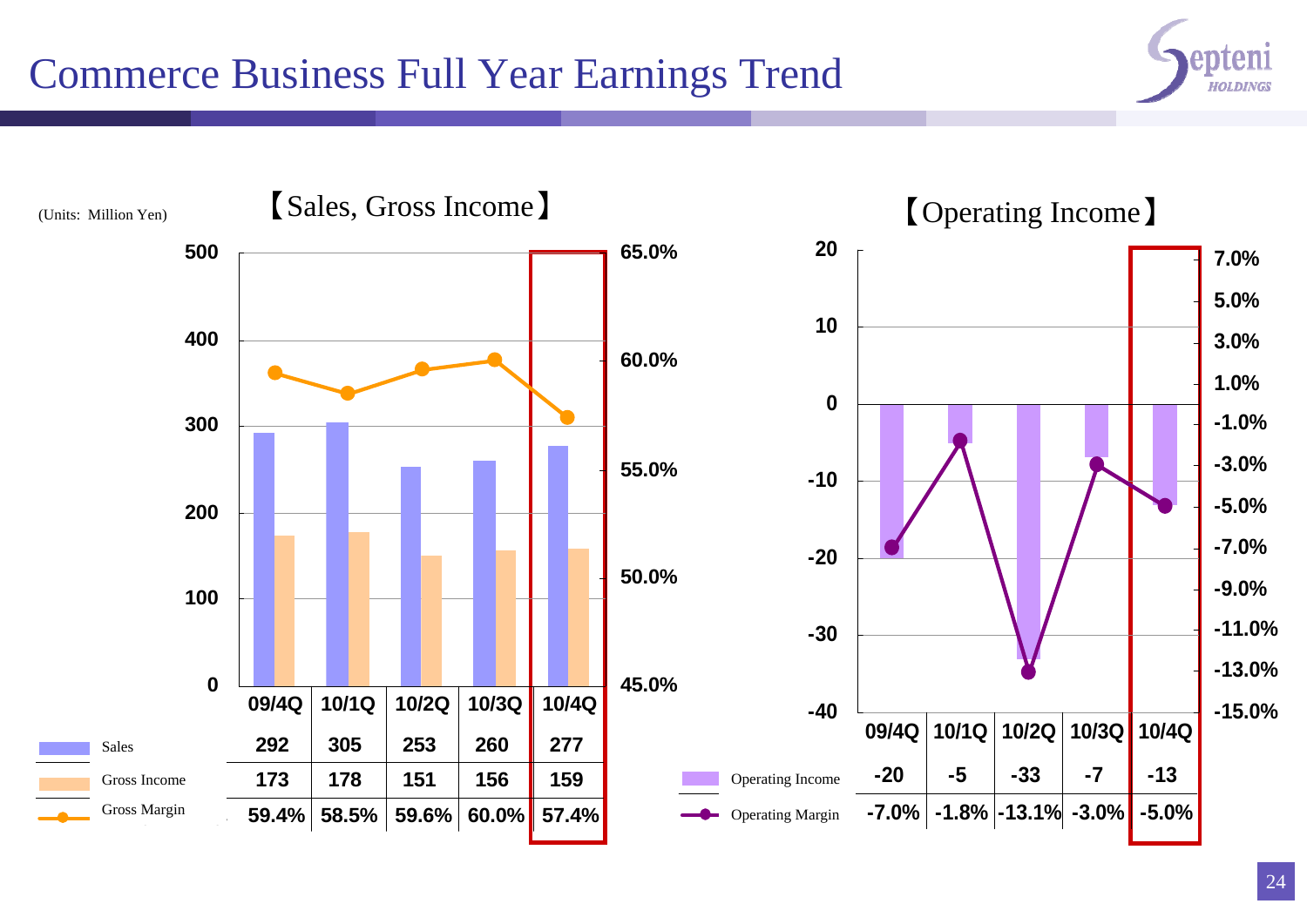# Commerce Business Full Year Earnings Trend

(Units: Million Yen)

## 【Sales, Gross Income】

| | 09/4Q | 10/1Q | 10/2Q | 10/3Q | 10/4Q |
|---|---|---|---|---|---|
| Sales | 292 | 305 | 253 | 260 | 277 |
| Gross Income | 173 | 178 | 151 | 156 | 159 |
| Gross Margin | 59.4% | 58.5% | 59.6% | 60.0% | 57.4% |

## 【Operating Income】

| | 09/4Q | 10/1Q | 10/2Q | 10/3Q | 10/4Q |
|---|---|---|---|---|---|
| Operating Income | -20 | -5 | -33 | -7 | -13 |
| Operating Margin | -7.0% | -1.8% | -13.1% | -3.0% | -5.0% |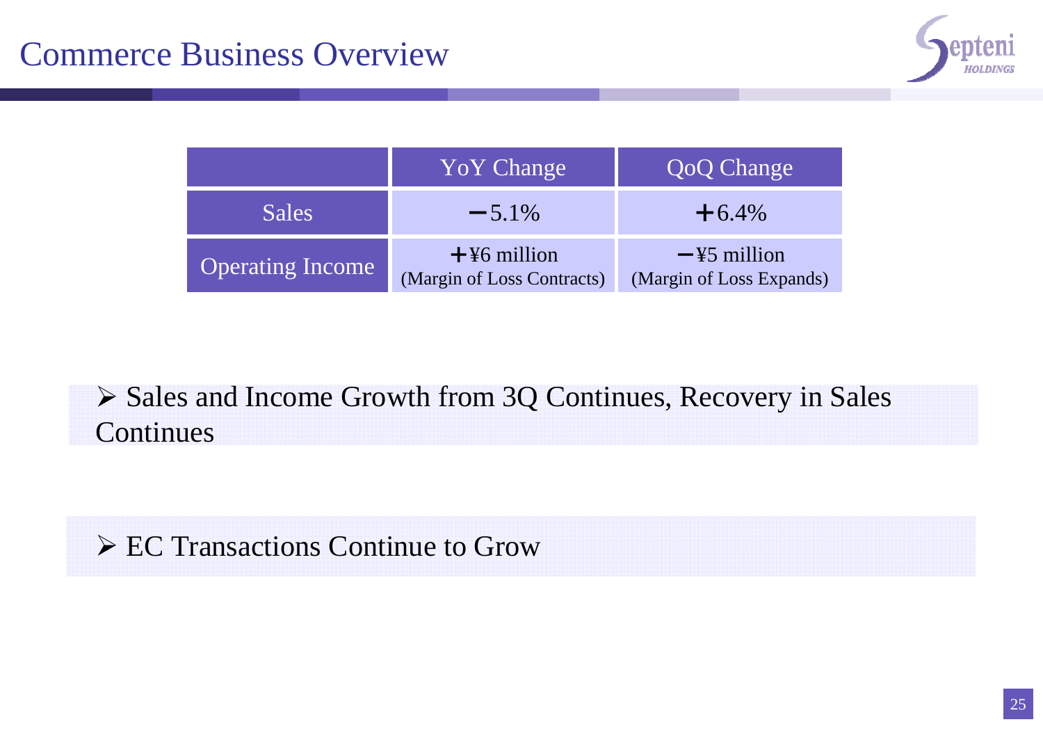# Commerce Business Overview

| | YoY Change | QoQ Change |
|---|---|---|
| Sales | −5.1% | +6.4% |
| Operating Income | +¥6 million (Margin of Loss Contracts) | −¥5 million (Margin of Loss Expands) |

- Sales and Income Growth from 3Q Continues, Recovery in Sales Continues

- EC Transactions Continue to Grow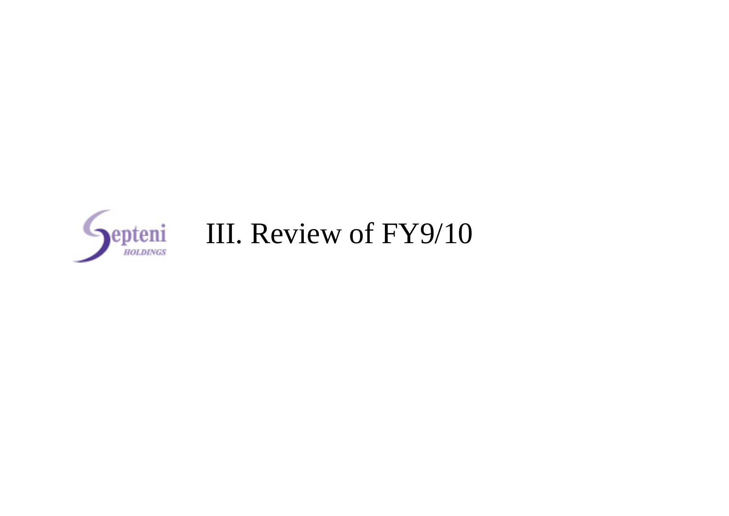# III. Review of FY9/10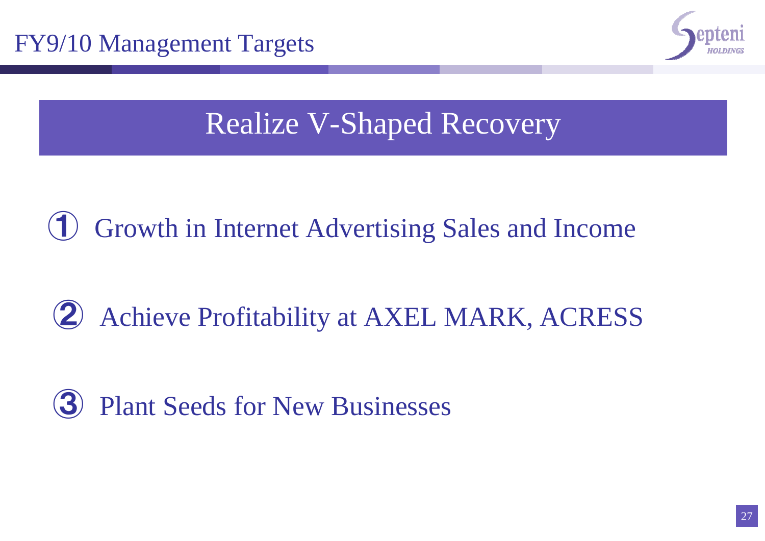# FY9/10 Management Targets

## Realize V-Shaped Recovery

① Growth in Internet Advertising Sales and Income

② Achieve Profitability at AXEL MARK, ACRESS

③ Plant Seeds for New Businesses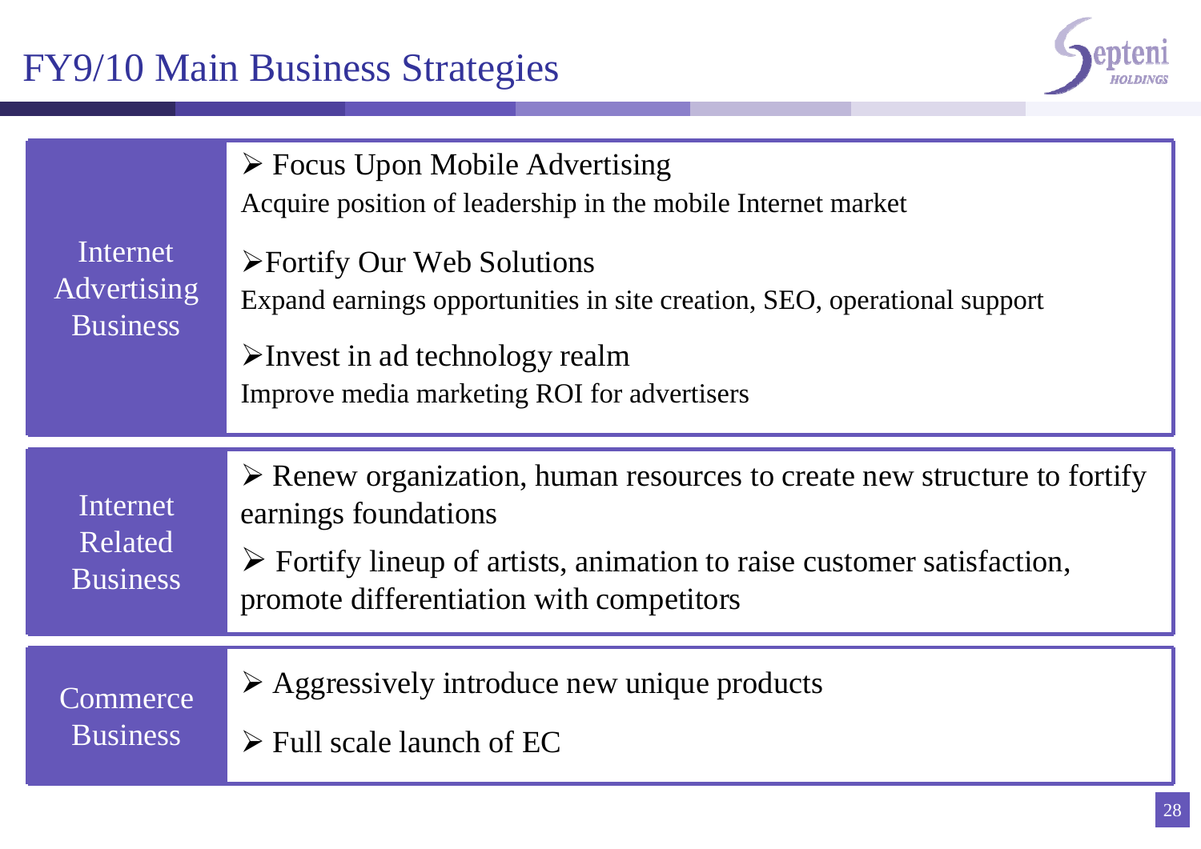# FY9/10 Main Business Strategies

## Internet Advertising Business

- **Focus Upon Mobile Advertising**
  Acquire position of leadership in the mobile Internet market
- **Fortify Our Web Solutions**
  Expand earnings opportunities in site creation, SEO, operational support
- **Invest in ad technology realm**
  Improve media marketing ROI for advertisers

## Internet Related Business

- Renew organization, human resources to create new structure to fortify earnings foundations
- Fortify lineup of artists, animation to raise customer satisfaction, promote differentiation with competitors

## Commerce Business

- Aggressively introduce new unique products
- Full scale launch of EC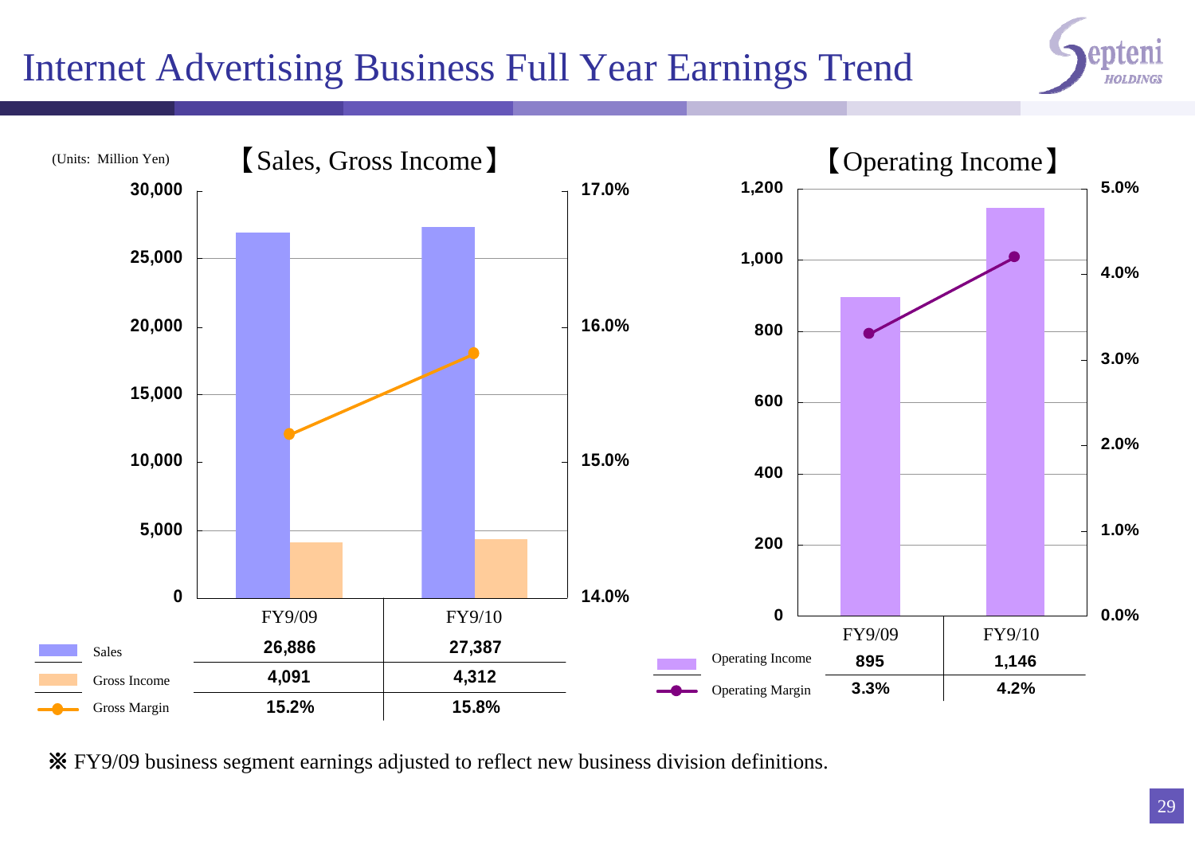# Internet Advertising Business Full Year Earnings Trend

(Units: Million Yen)

## 【Sales, Gross Income】

| | FY9/09 | FY9/10 |
|---|---|---|
| Sales | 26,886 | 27,387 |
| Gross Income | 4,091 | 4,312 |
| Gross Margin | 15.2% | 15.8% |

## 【Operating Income】

| | FY9/09 | FY9/10 |
|---|---|---|
| Operating Income | 895 | 1,146 |
| Operating Margin | 3.3% | 4.2% |

※ FY9/09 business segment earnings adjusted to reflect new business division definitions.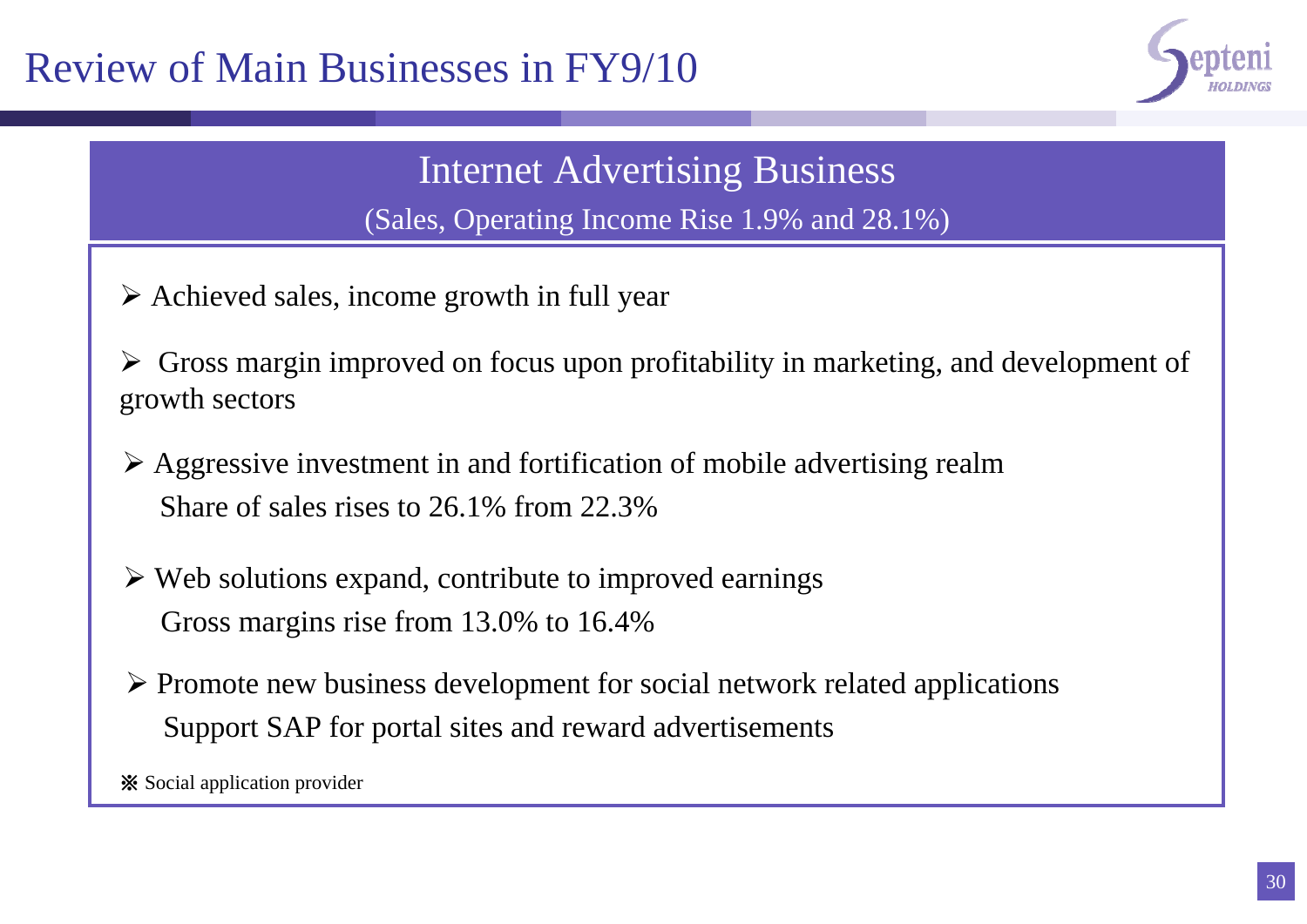# Review of Main Businesses in FY9/10

## Internet Advertising Business

(Sales, Operating Income Rise 1.9% and 28.1%)

- Achieved sales, income growth in full year
- Gross margin improved on focus upon profitability in marketing, and development of growth sectors
- Aggressive investment in and fortification of mobile advertising realm
  Share of sales rises to 26.1% from 22.3%
- Web solutions expand, contribute to improved earnings
  Gross margins rise from 13.0% to 16.4%
- Promote new business development for social network related applications
  Support SAP for portal sites and reward advertisements

※ Social application provider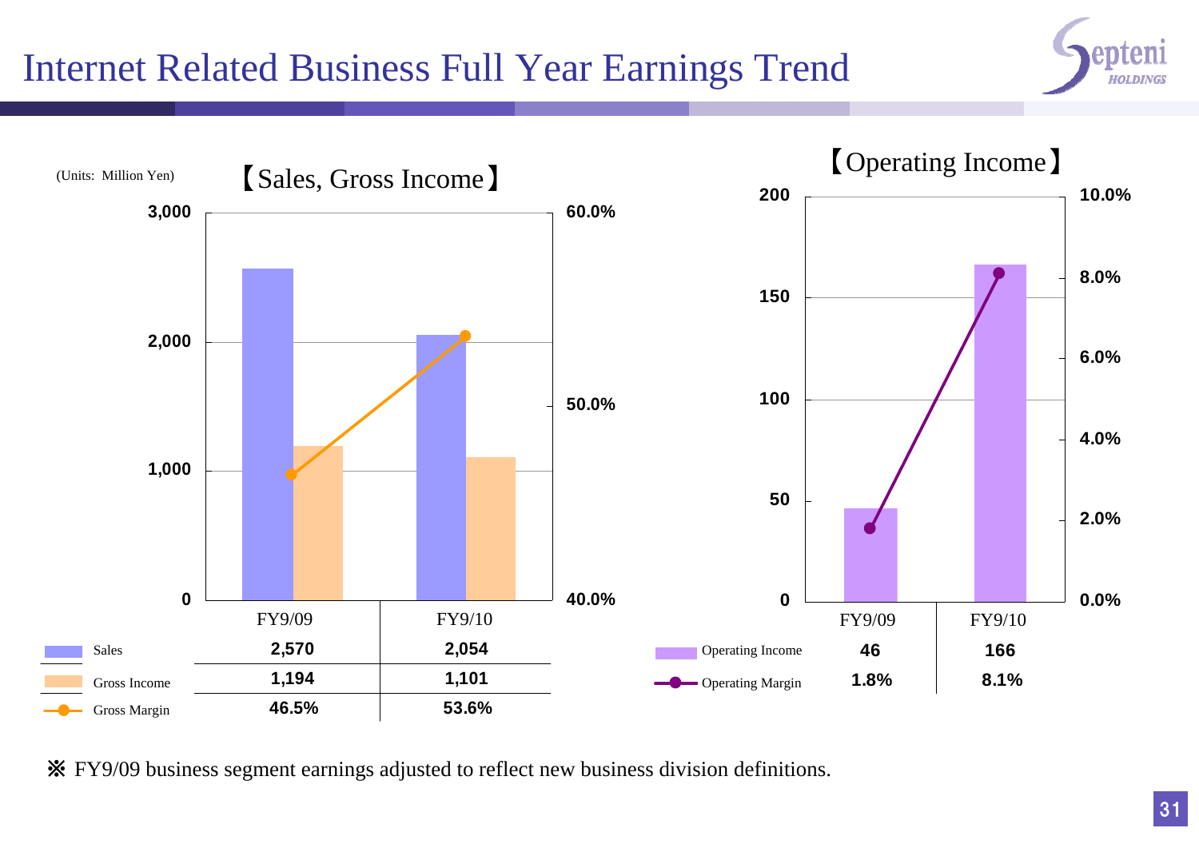# Internet Related Business Full Year Earnings Trend

(Units: Million Yen)

## 【Sales, Gross Income】

| | FY9/09 | FY9/10 |
|---|---|---|
| Sales | 2,570 | 2,054 |
| Gross Income | 1,194 | 1,101 |
| Gross Margin | 46.5% | 53.6% |

## 【Operating Income】

| | FY9/09 | FY9/10 |
|---|---|---|
| Operating Income | 46 | 166 |
| Operating Margin | 1.8% | 8.1% |

※ FY9/09 business segment earnings adjusted to reflect new business division definitions.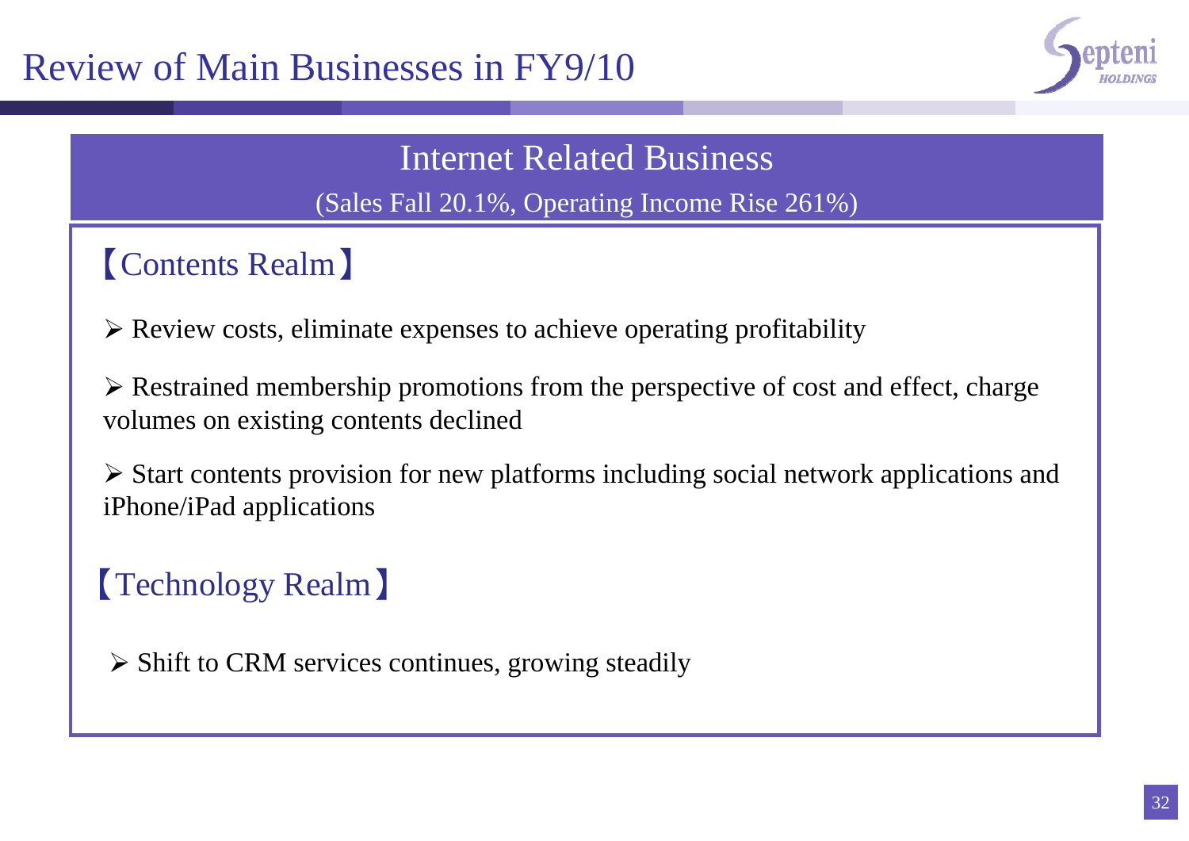# Review of Main Businesses in FY9/10

## Internet Related Business

(Sales Fall 20.1%, Operating Income Rise 261%)

### 【Contents Realm】

- Review costs, eliminate expenses to achieve operating profitability
- Restrained membership promotions from the perspective of cost and effect, charge volumes on existing contents declined
- Start contents provision for new platforms including social network applications and iPhone/iPad applications

### 【Technology Realm】

- Shift to CRM services continues, growing steadily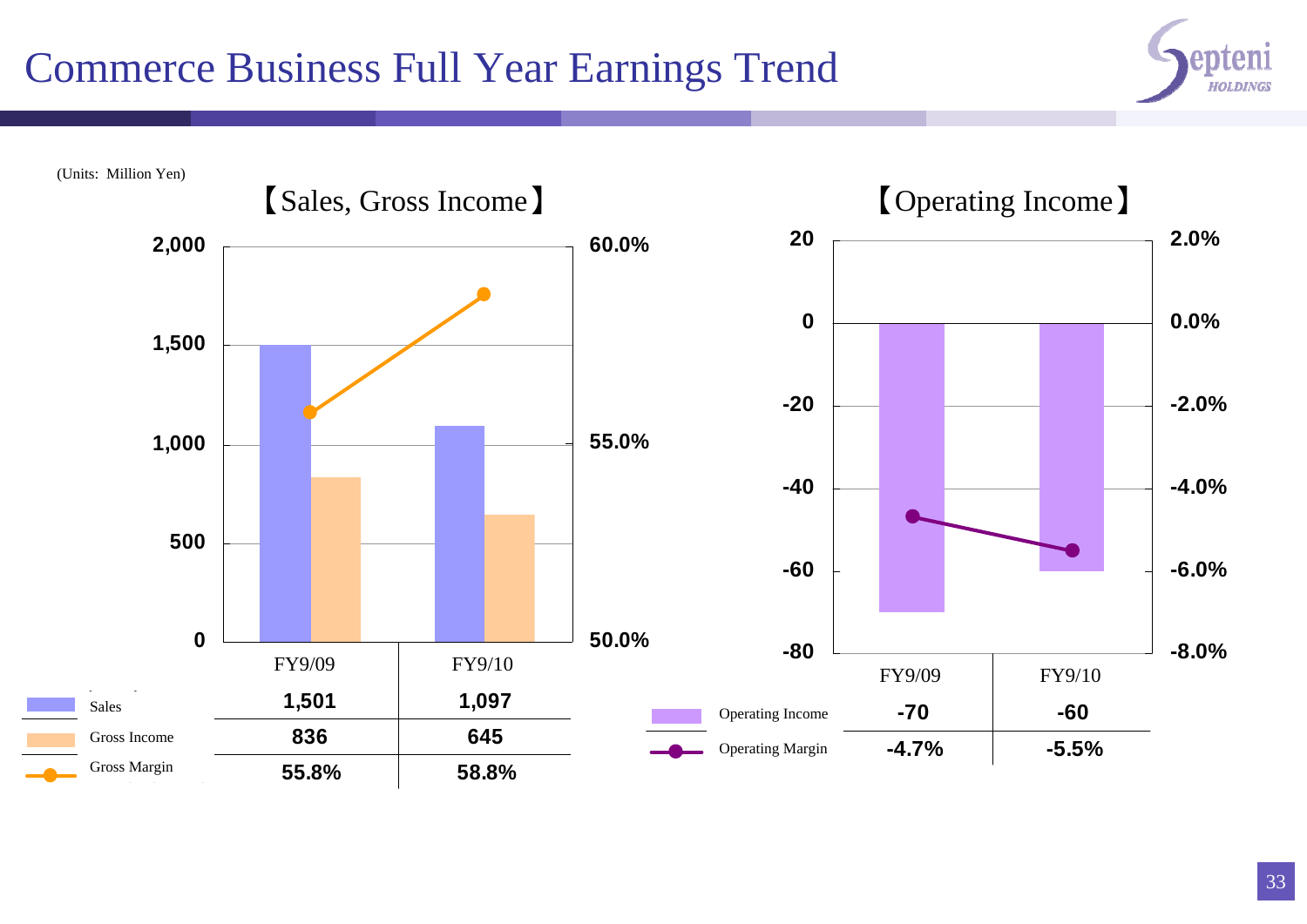# Commerce Business Full Year Earnings Trend

(Units: Million Yen)

## 【Sales, Gross Income】

| | FY9/09 | FY9/10 |
|---|---|---|
| Sales | 1,501 | 1,097 |
| Gross Income | 836 | 645 |
| Gross Margin | 55.8% | 58.8% |

## 【Operating Income】

| | FY9/09 | FY9/10 |
|---|---|---|
| Operating Income | -70 | -60 |
| Operating Margin | -4.7% | -5.5% |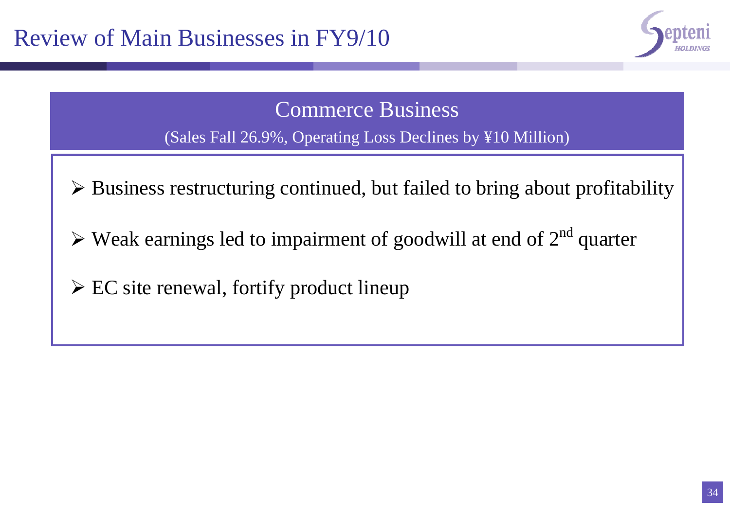# Review of Main Businesses in FY9/10

## Commerce Business

(Sales Fall 26.9%, Operating Loss Declines by ¥10 Million)

- Business restructuring continued, but failed to bring about profitability
- Weak earnings led to impairment of goodwill at end of 2nd quarter
- EC site renewal, fortify product lineup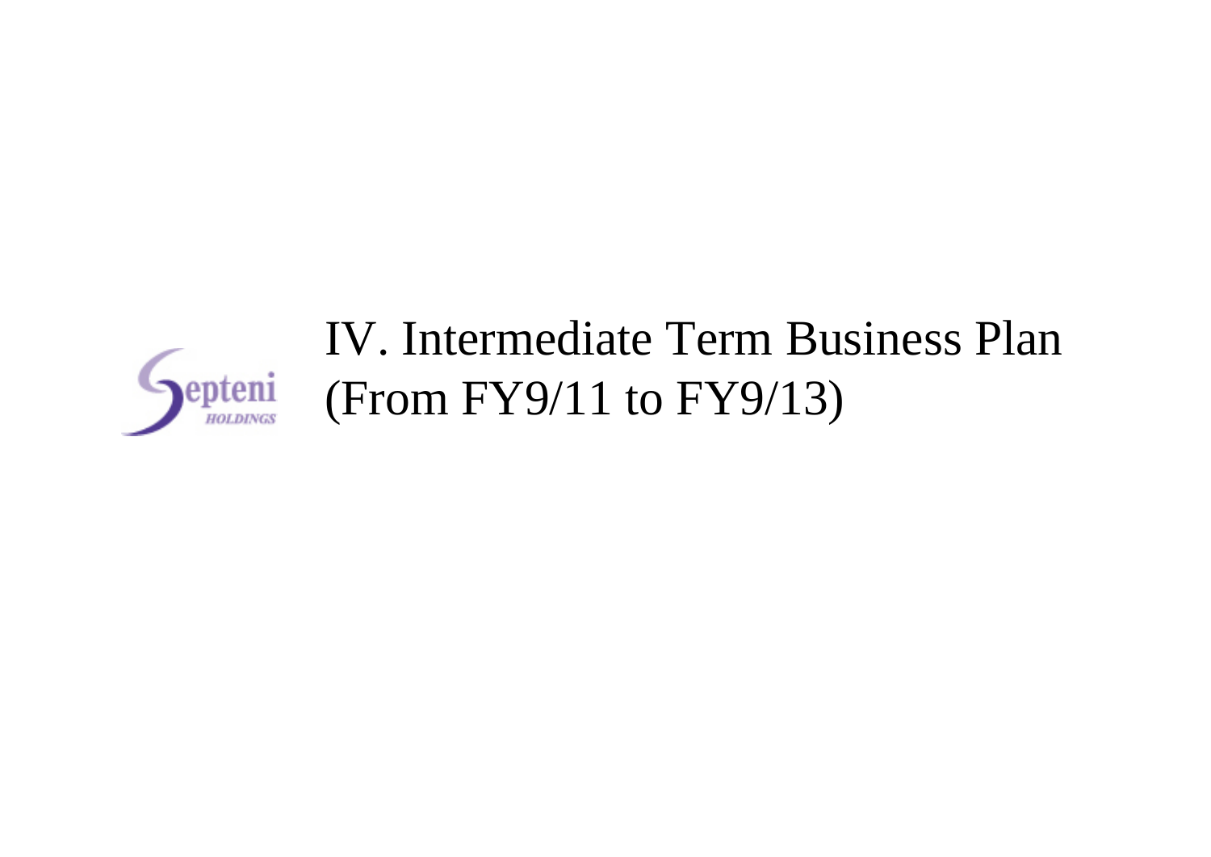# IV. Intermediate Term Business Plan (From FY9/11 to FY9/13)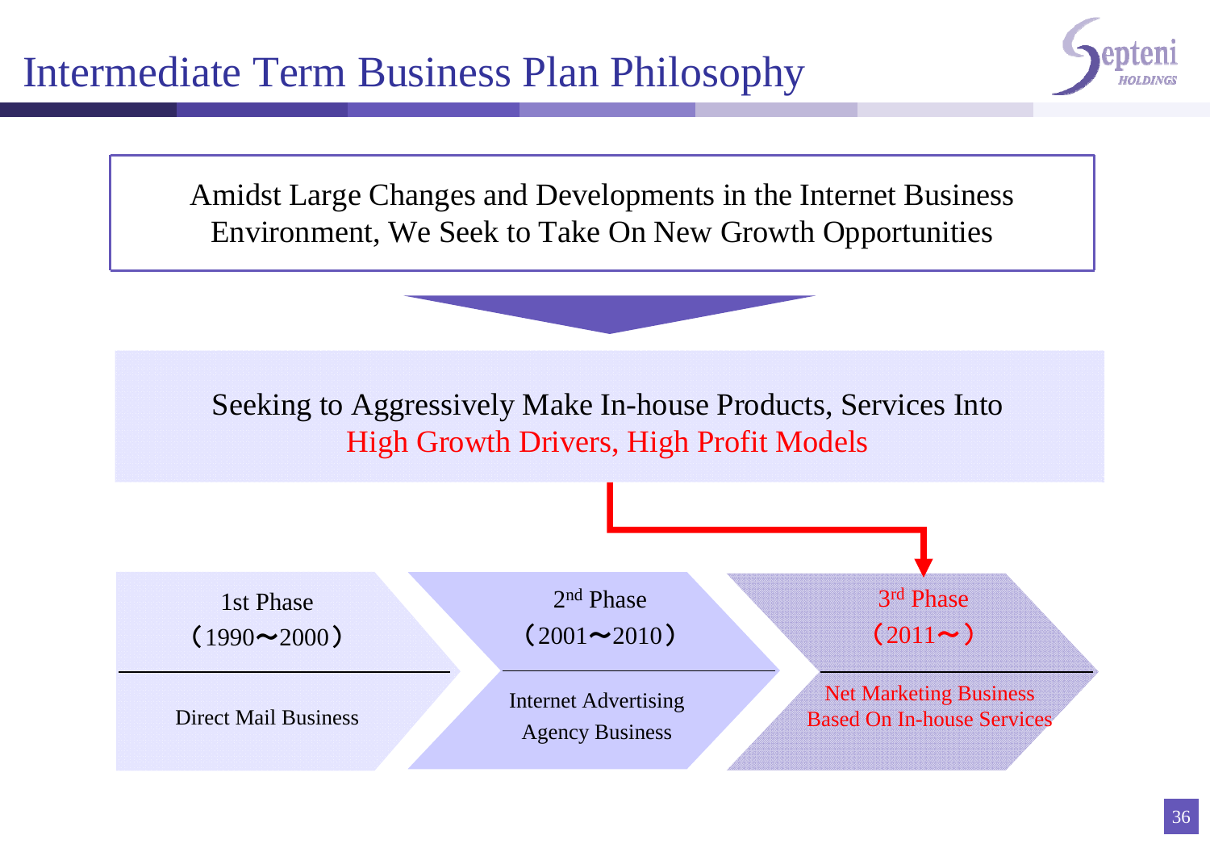# Intermediate Term Business Plan Philosophy

Amidst Large Changes and Developments in the Internet Business Environment, We Seek to Take On New Growth Opportunities

Seeking to Aggressively Make In-house Products, Services Into
High Growth Drivers, High Profit Models

| 1st Phase (1990～2000) | 2nd Phase (2001～2010) | 3rd Phase (2011～) |
|---|---|---|
| Direct Mail Business | Internet Advertising Agency Business | Net Marketing Business Based On In-house Services |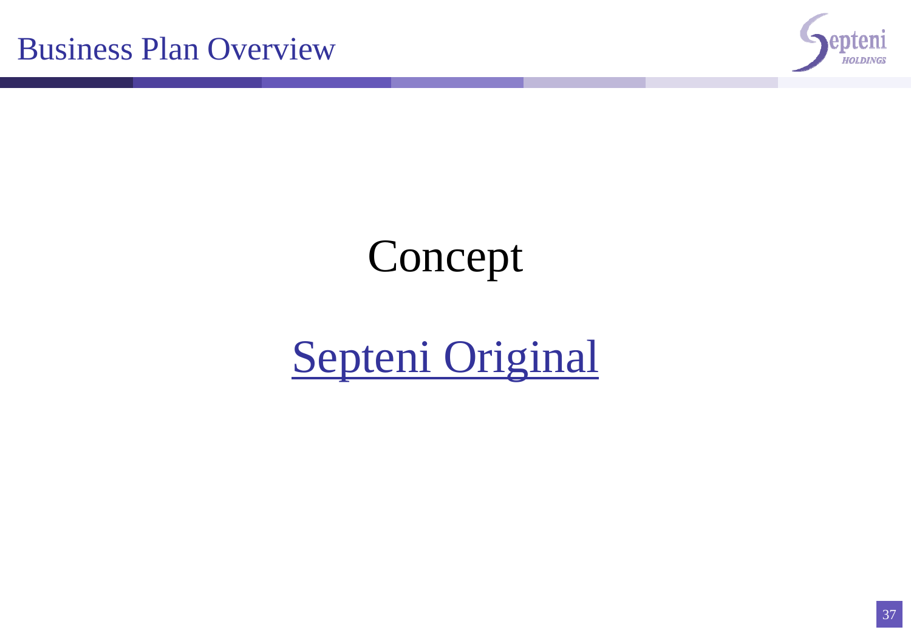# Business Plan Overview

## Concept

Septeni Original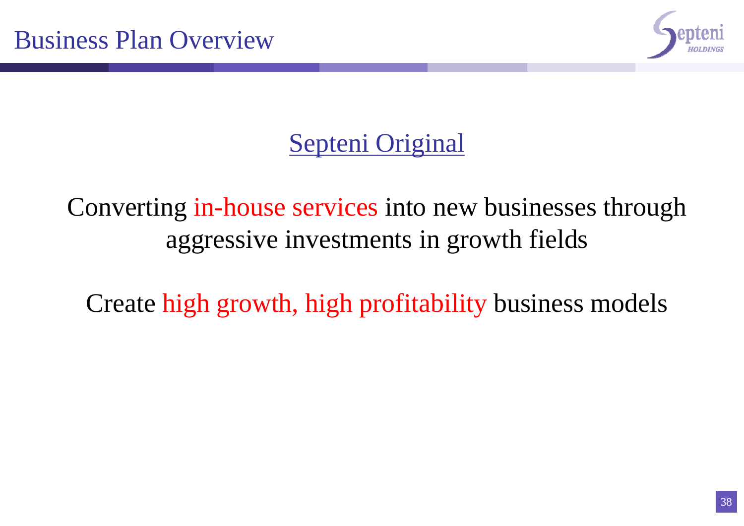# Business Plan Overview

## Septeni Original

Converting in-house services into new businesses through aggressive investments in growth fields

Create high growth, high profitability business models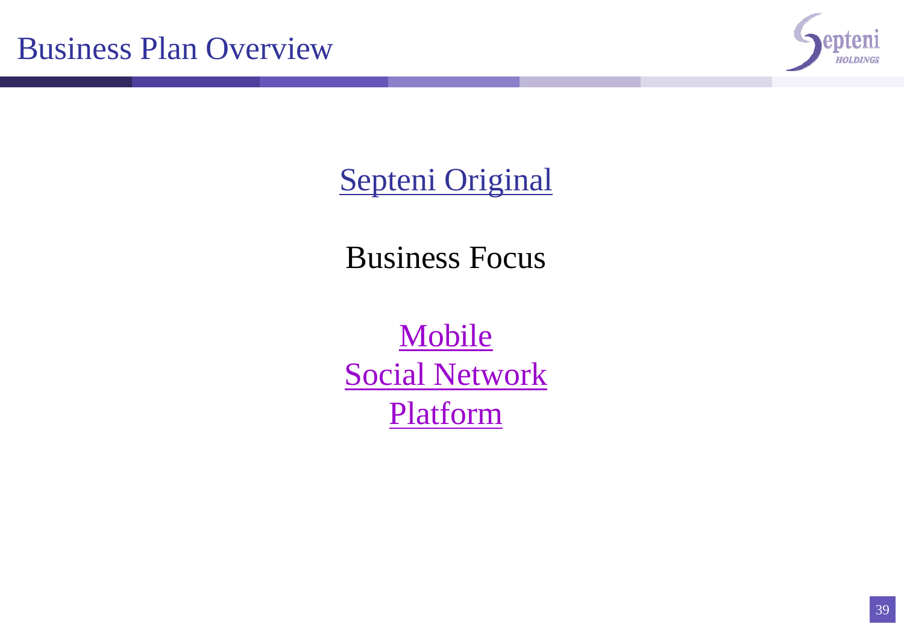# Business Plan Overview

Septeni Original

Business Focus

Mobile
Social Network
Platform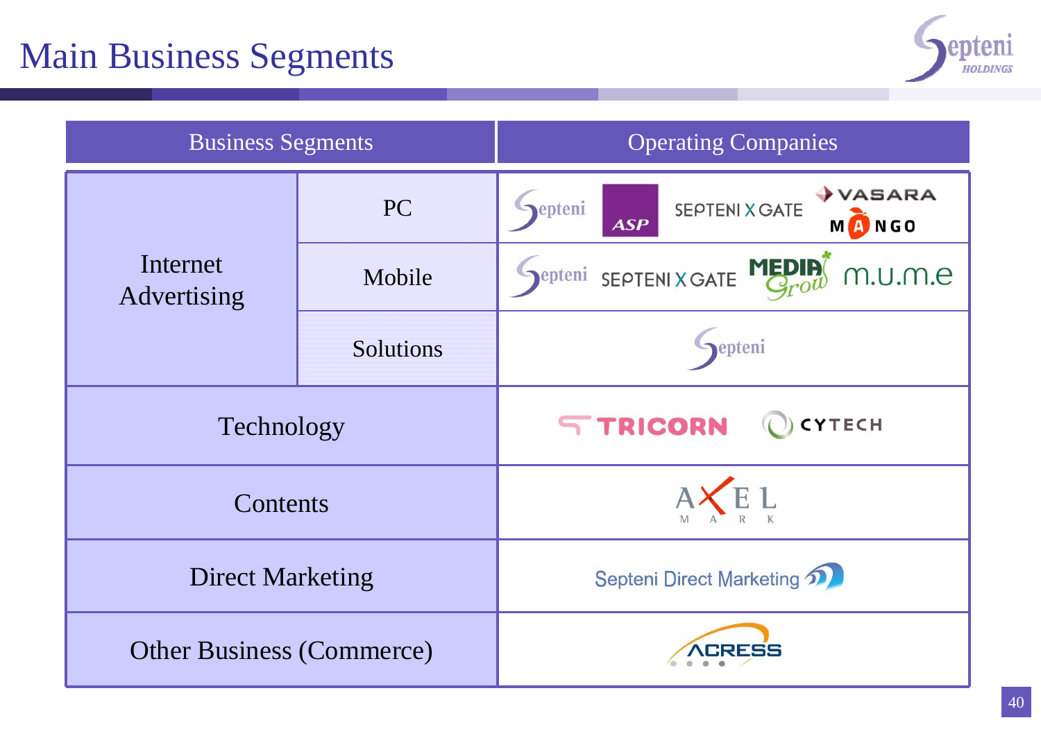# Main Business Segments

| Business Segments | | Operating Companies |
|---|---|---|
| Internet Advertising | PC | Septeni, ASP, SEPTENI X GATE, VASARA, MANGO |
| | Mobile | Septeni, SEPTENI X GATE, MEDIA Grow, m.u.m.e |
| | Solutions | Septeni |
| Technology | | TRICORN, CYTECH |
| Contents | | AXEL MARK |
| Direct Marketing | | Septeni Direct Marketing |
| Other Business (Commerce) | | ACRESS |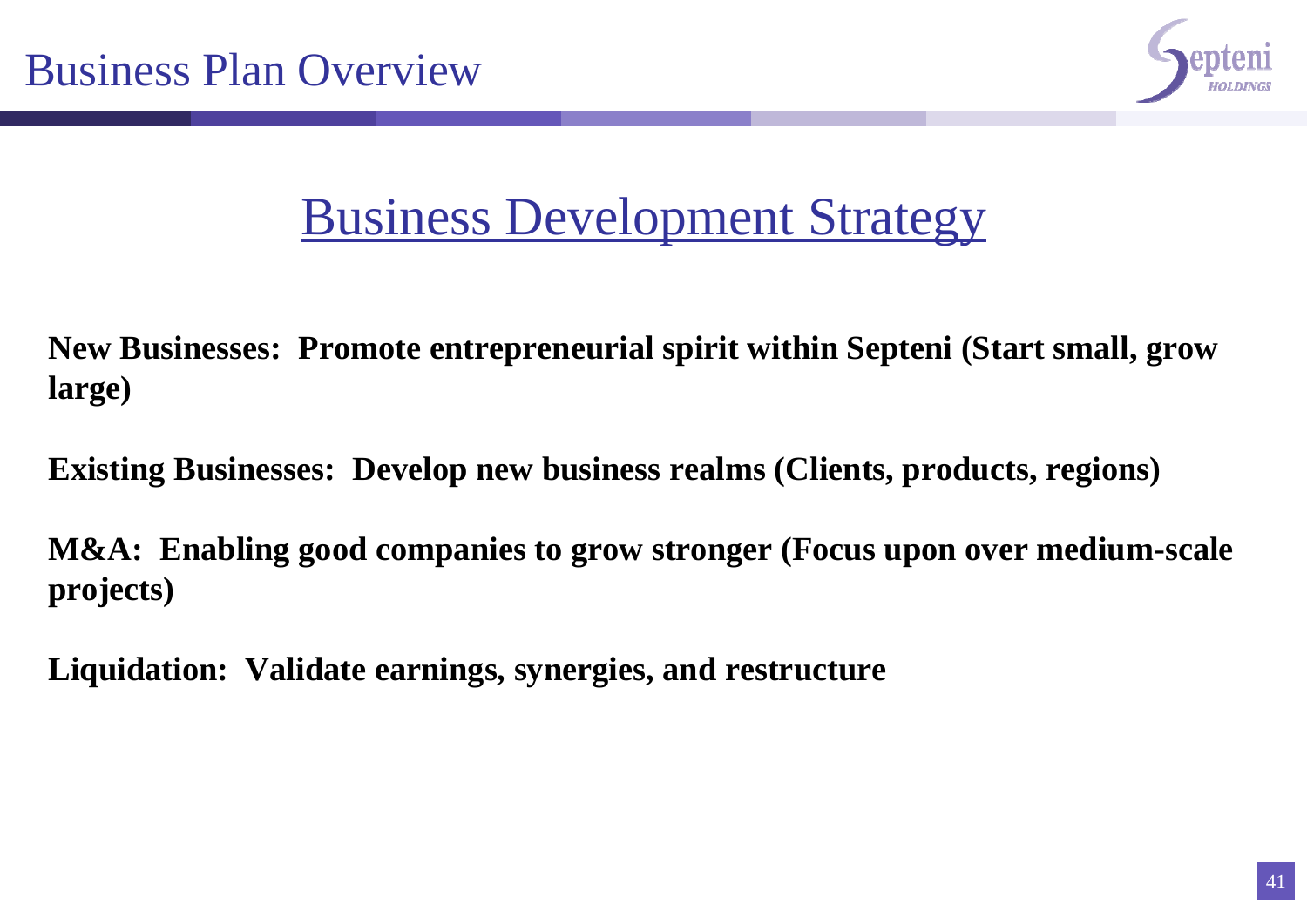# Business Plan Overview

## Business Development Strategy

**New Businesses: Promote entrepreneurial spirit within Septeni (Start small, grow large)**

**Existing Businesses: Develop new business realms (Clients, products, regions)**

**M&A: Enabling good companies to grow stronger (Focus upon over medium-scale projects)**

**Liquidation: Validate earnings, synergies, and restructure**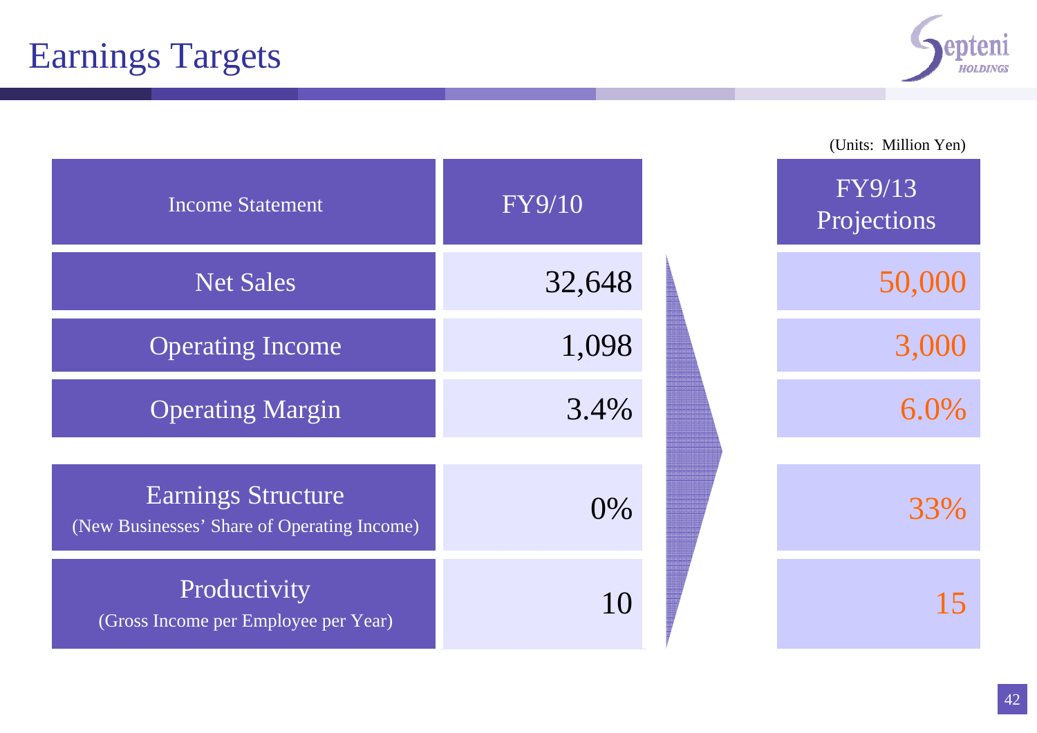# Earnings Targets

(Units: Million Yen)

| Income Statement | FY9/10 | FY9/13 Projections |
|---|---|---|
| Net Sales | 32,648 | 50,000 |
| Operating Income | 1,098 | 3,000 |
| Operating Margin | 3.4% | 6.0% |
| Earnings Structure (New Businesses' Share of Operating Income) | 0% | 33% |
| Productivity (Gross Income per Employee per Year) | 10 | 15 |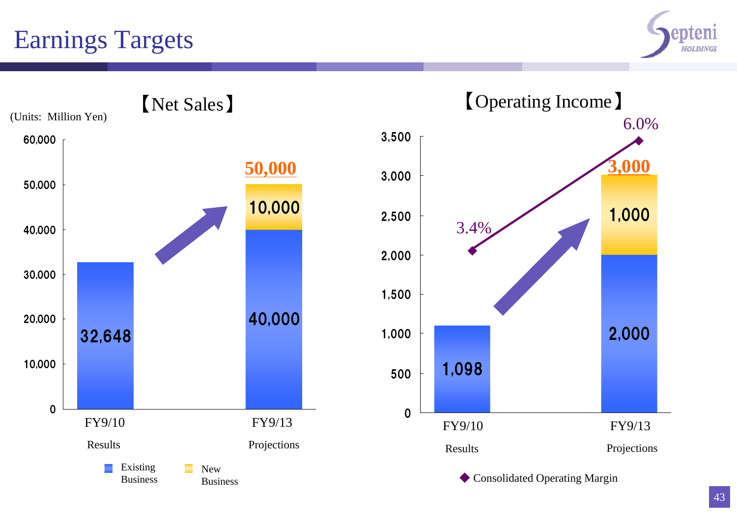# Earnings Targets

## 【Net Sales】

(Units: Million Yen)

| | FY9/10 Results | FY9/13 Projections |
|---|---|---|
| Existing Business | 32,648 | 40,000 |
| New Business | | 10,000 |
| Total | 32,648 | 50,000 |

## 【Operating Income】

| | FY9/10 Results | FY9/13 Projections |
|---|---|---|
| Existing Business | 1,098 | 2,000 |
| New Business | | 1,000 |
| Total | 1,098 | 3,000 |
| Consolidated Operating Margin | 3.4% | 6.0% |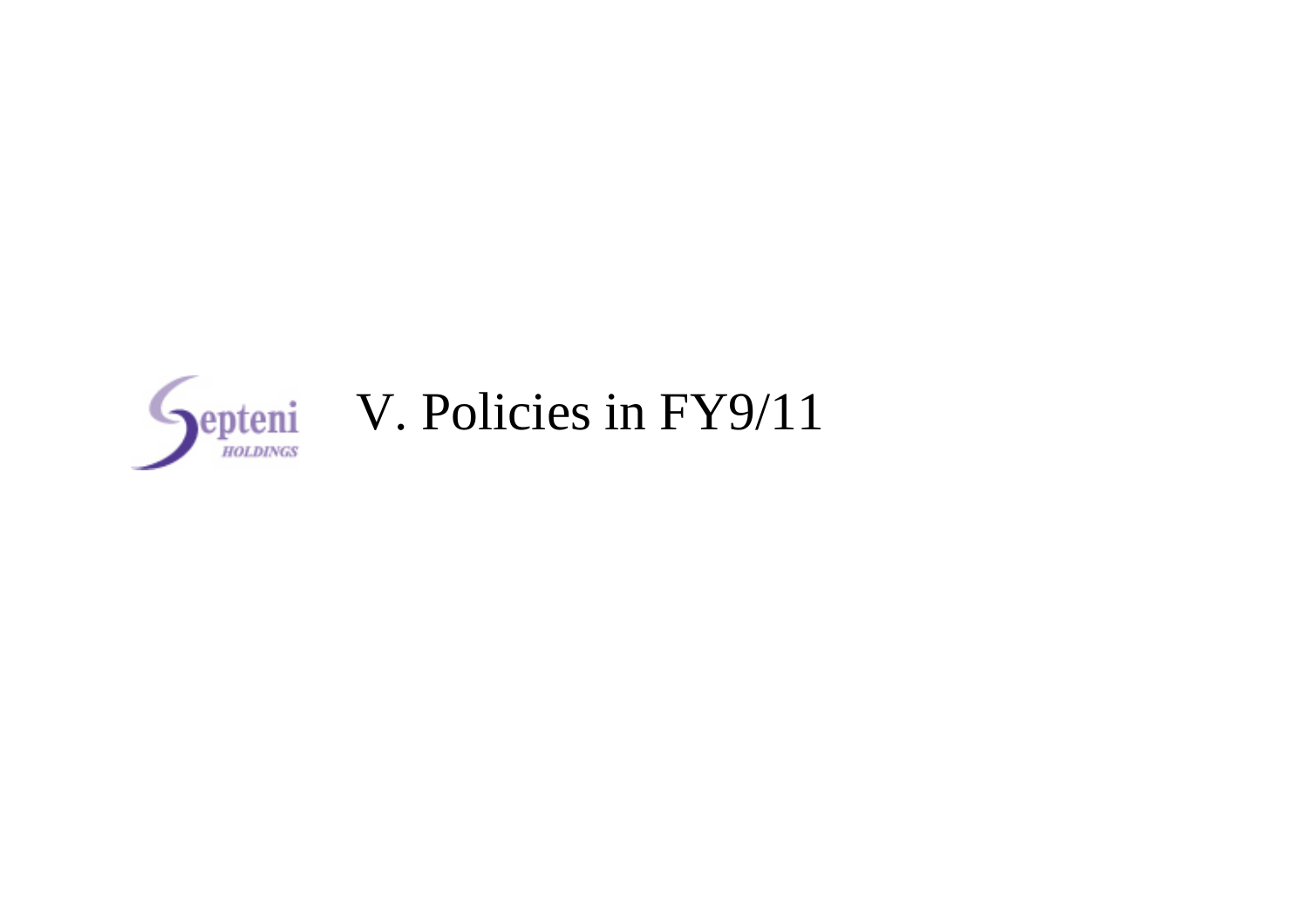# V. Policies in FY9/11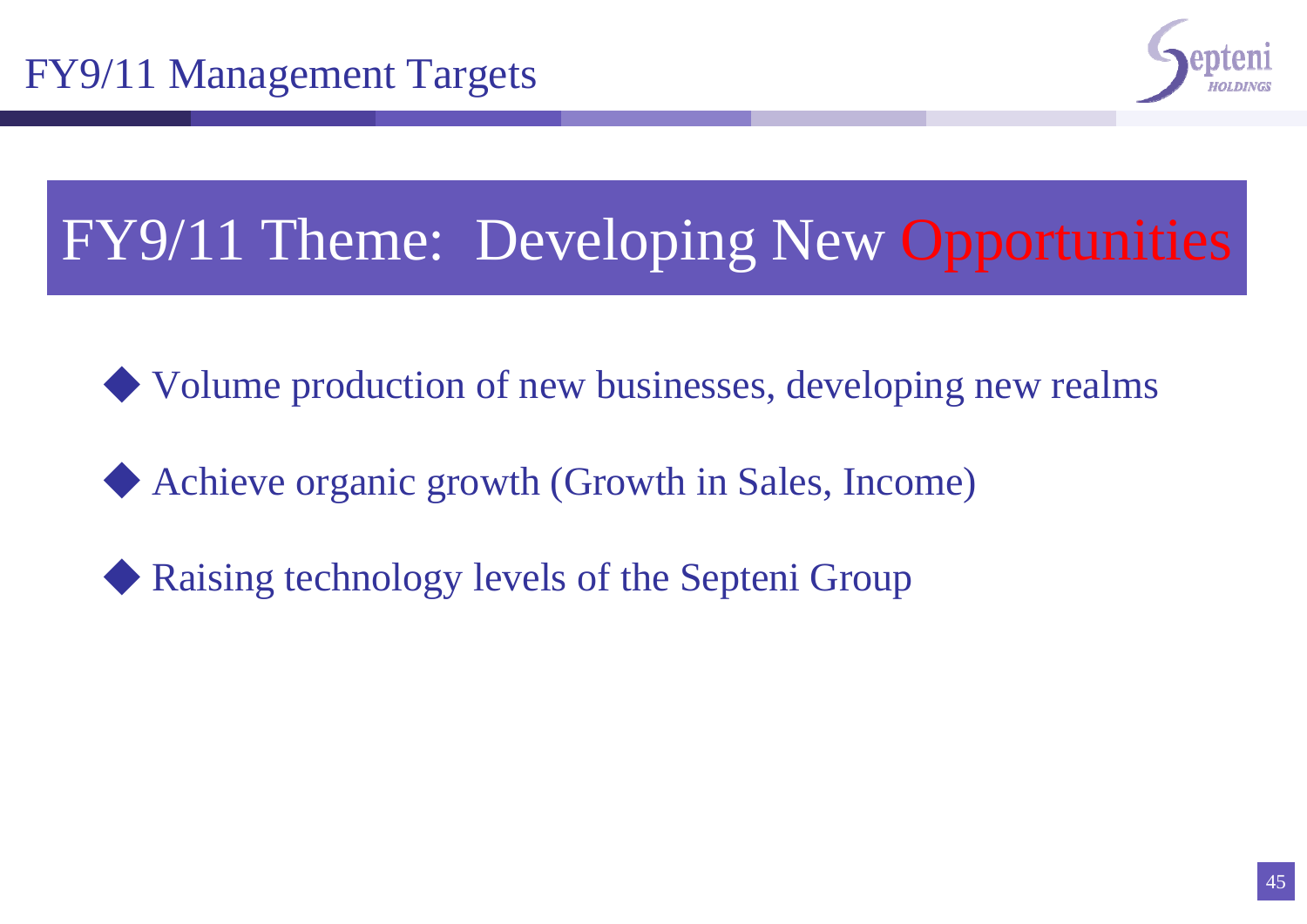# FY9/11 Management Targets

## FY9/11 Theme: Developing New Opportunities

- Volume production of new businesses, developing new realms
- Achieve organic growth (Growth in Sales, Income)
- Raising technology levels of the Septeni Group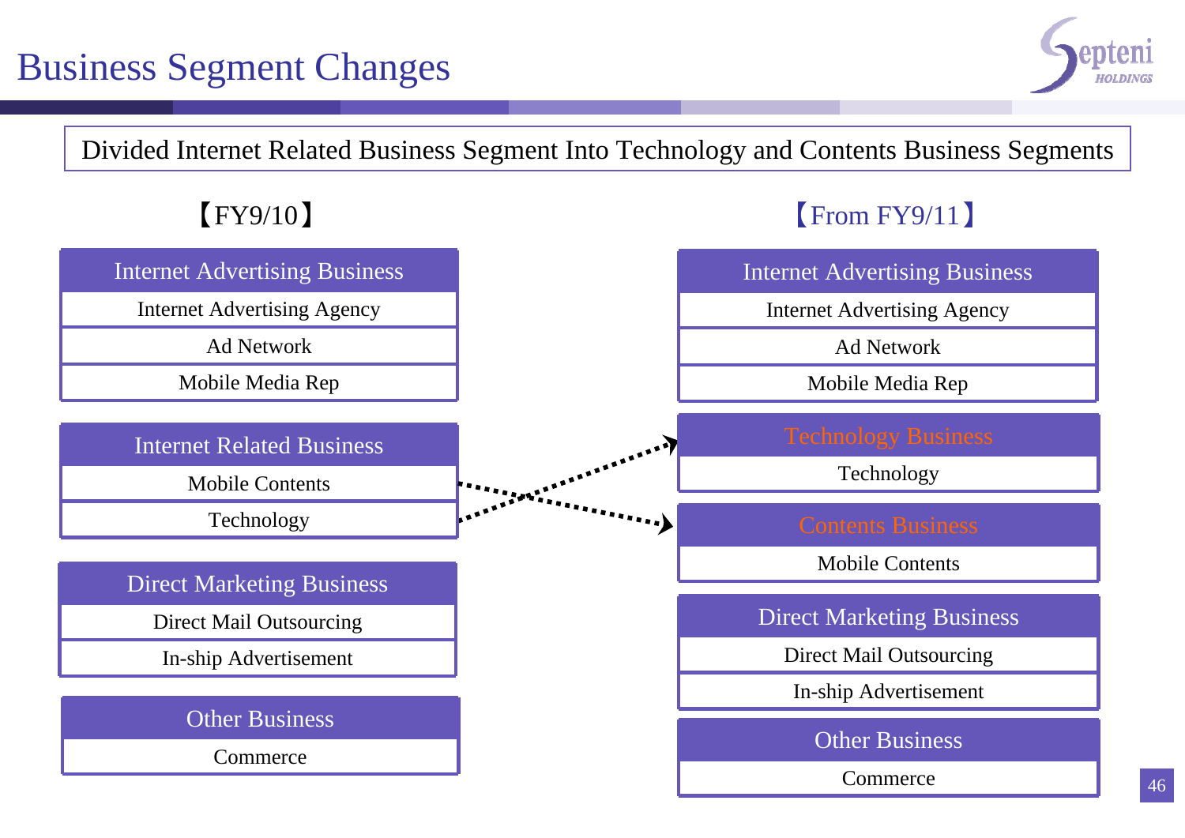# Business Segment Changes

Divided Internet Related Business Segment Into Technology and Contents Business Segments

## 【FY9/10】

| Internet Advertising Business |
|---|
| Internet Advertising Agency |
| Ad Network |
| Mobile Media Rep |

| Internet Related Business |
|---|
| Mobile Contents |
| Technology |

| Direct Marketing Business |
|---|
| Direct Mail Outsourcing |
| In-ship Advertisement |

| Other Business |
|---|
| Commerce |

## 【From FY9/11】

| Internet Advertising Business |
|---|
| Internet Advertising Agency |
| Ad Network |
| Mobile Media Rep |

| Technology Business |
|---|
| Technology |

| Contents Business |
|---|
| Mobile Contents |

| Direct Marketing Business |
|---|
| Direct Mail Outsourcing |
| In-ship Advertisement |

| Other Business |
|---|
| Commerce |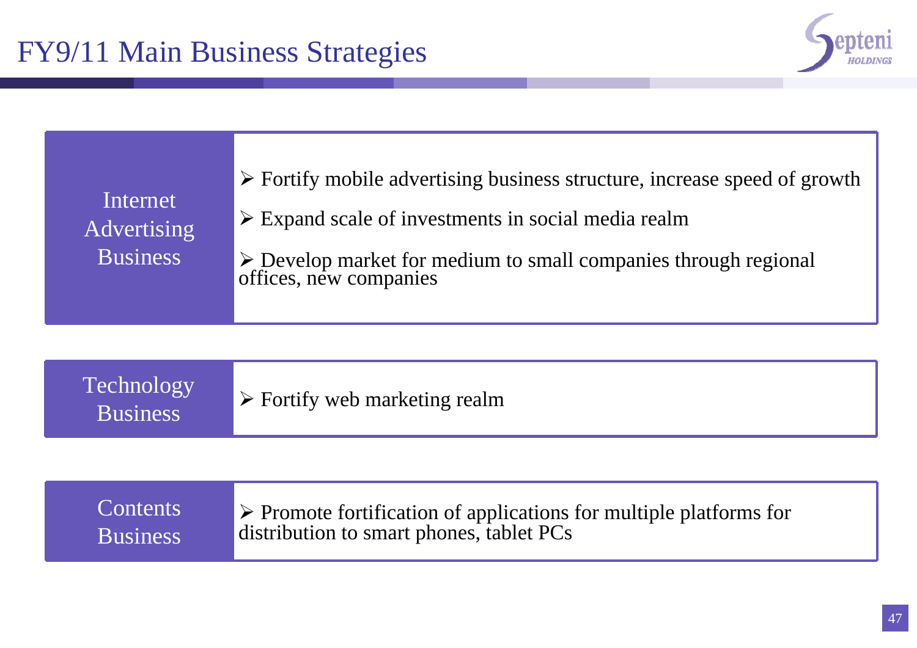# FY9/11 Main Business Strategies

| | |
|---|---|
| Internet Advertising Business | ➢ Fortify mobile advertising business structure, increase speed of growth<br>➢ Expand scale of investments in social media realm<br>➢ Develop market for medium to small companies through regional offices, new companies |
| Technology Business | ➢ Fortify web marketing realm |
| Contents Business | ➢ Promote fortification of applications for multiple platforms for distribution to smart phones, tablet PCs |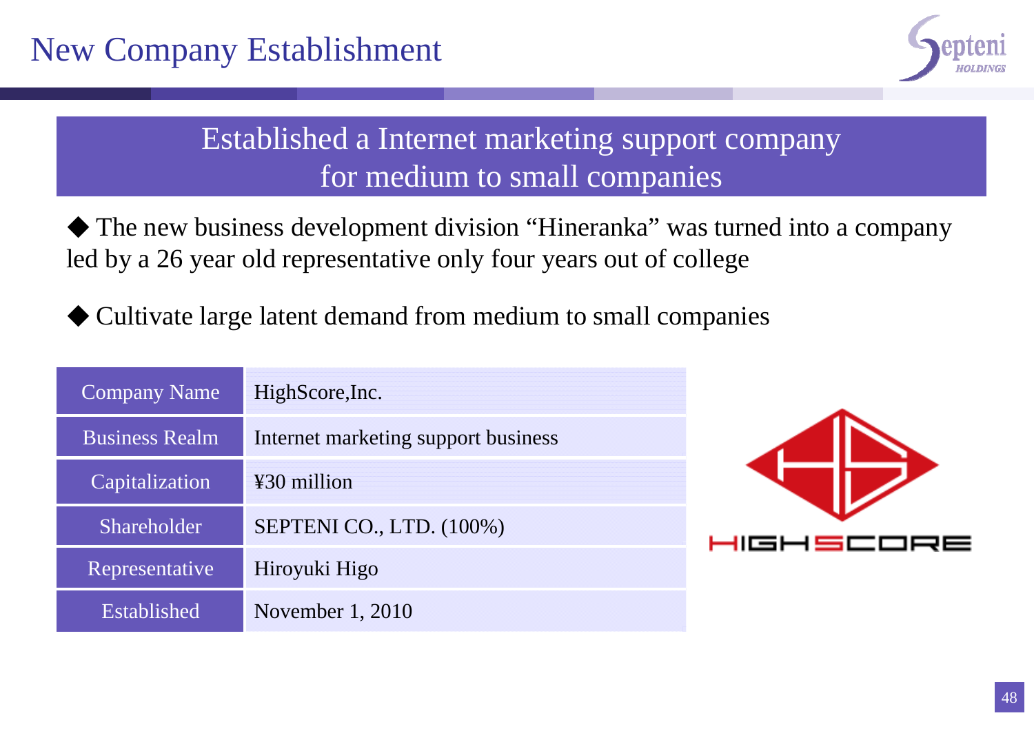# New Company Establishment

## Established a Internet marketing support company for medium to small companies

◆ The new business development division “Hineranka” was turned into a company led by a 26 year old representative only four years out of college

◆ Cultivate large latent demand from medium to small companies

| Company Name | HighScore,Inc. |
|---|---|
| Business Realm | Internet marketing support business |
| Capitalization | ¥30 million |
| Shareholder | SEPTENI CO., LTD. (100%) |
| Representative | Hiroyuki Higo |
| Established | November 1, 2010 |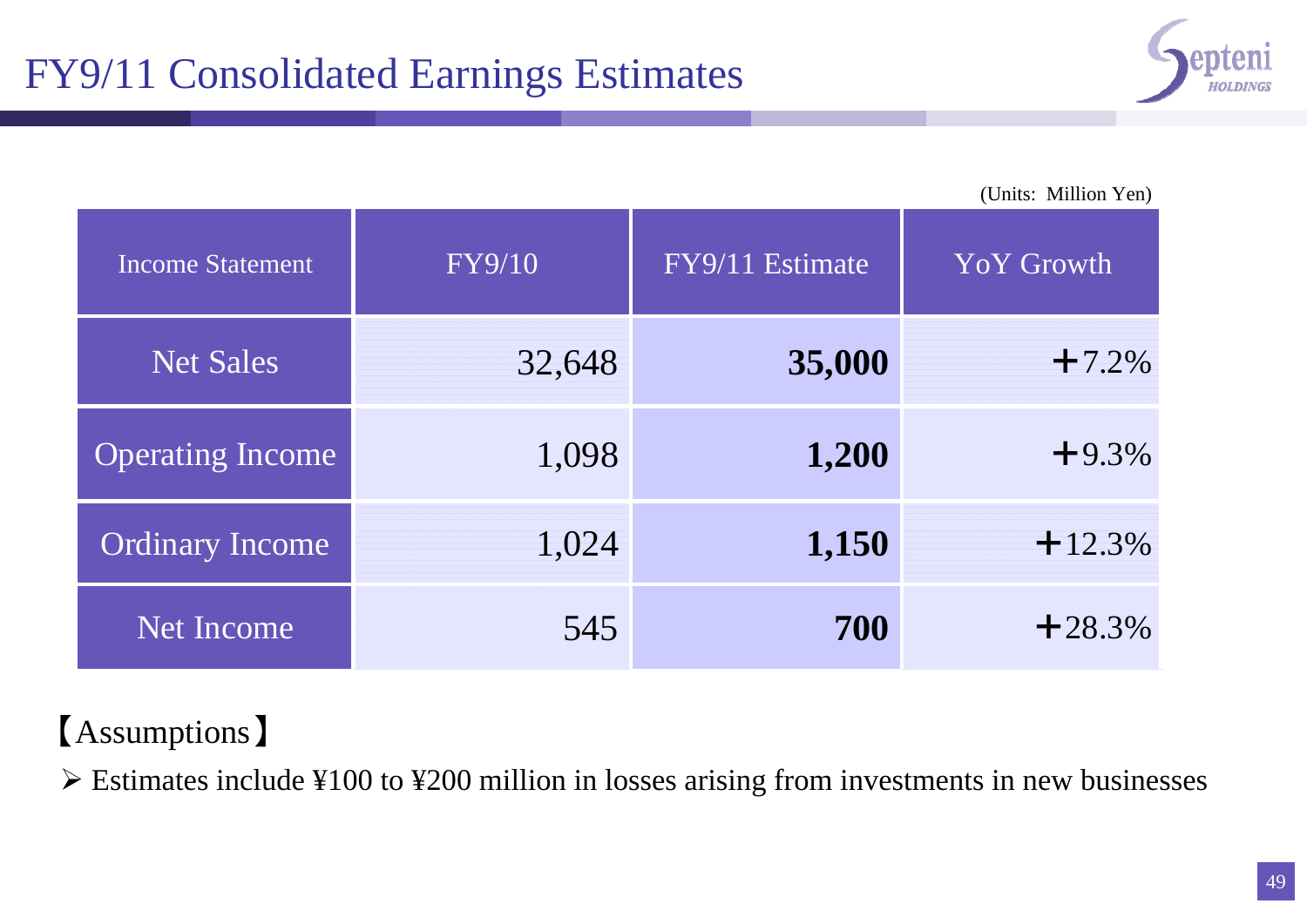# FY9/11 Consolidated Earnings Estimates

(Units: Million Yen)

| Income Statement | FY9/10 | FY9/11 Estimate | YoY Growth |
|---|---|---|---|
| Net Sales | 32,648 | **35,000** | +7.2% |
| Operating Income | 1,098 | **1,200** | +9.3% |
| Ordinary Income | 1,024 | **1,150** | +12.3% |
| Net Income | 545 | **700** | +28.3% |

【Assumptions】

- Estimates include ¥100 to ¥200 million in losses arising from investments in new businesses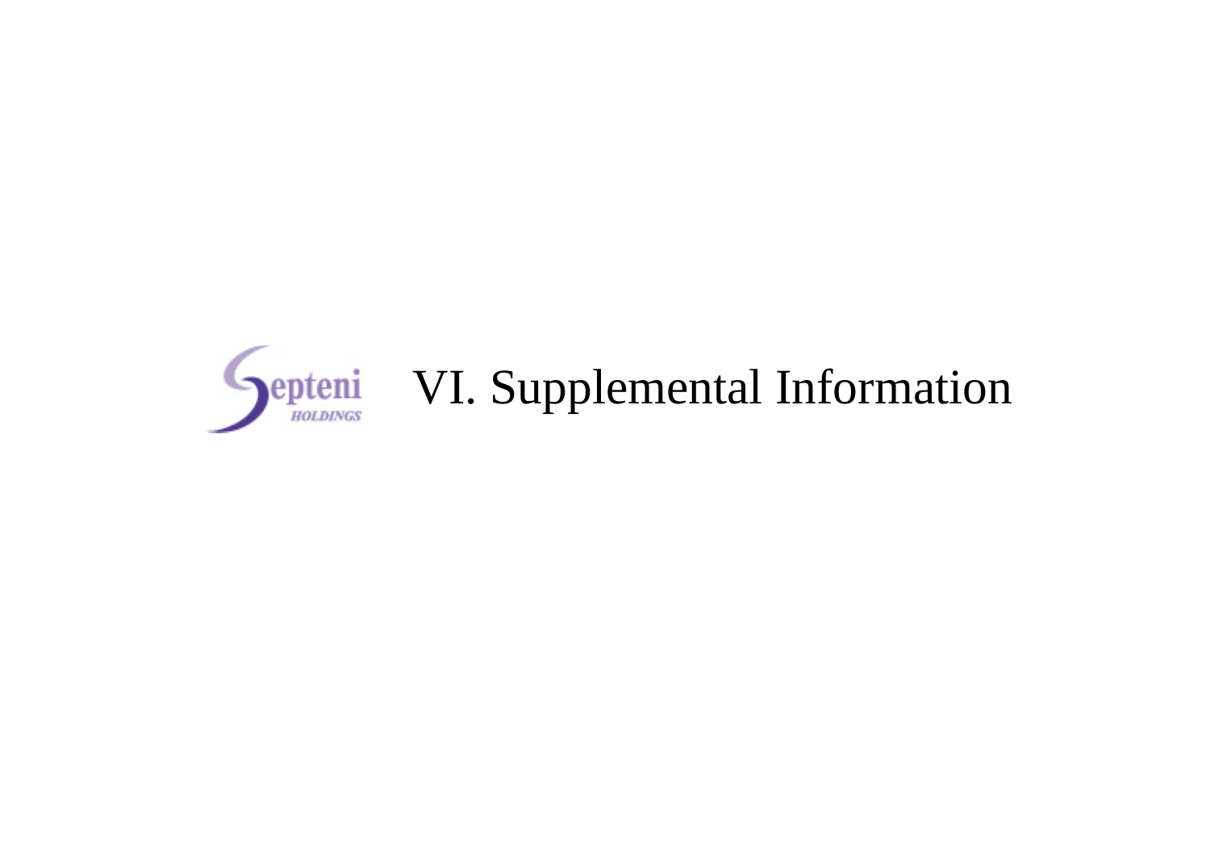# VI. Supplemental Information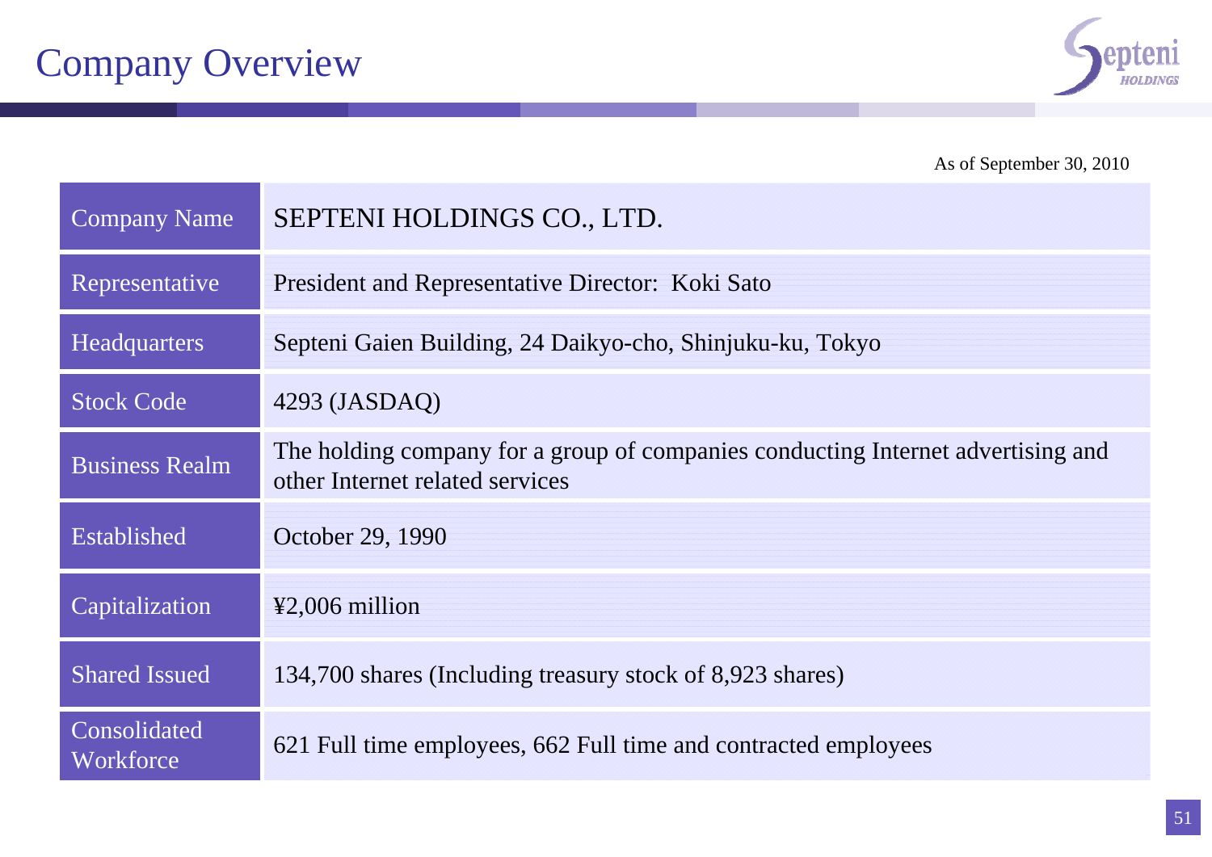# Company Overview

As of September 30, 2010

| | |
|---|---|
| Company Name | SEPTENI HOLDINGS CO., LTD. |
| Representative | President and Representative Director: Koki Sato |
| Headquarters | Septeni Gaien Building, 24 Daikyo-cho, Shinjuku-ku, Tokyo |
| Stock Code | 4293 (JASDAQ) |
| Business Realm | The holding company for a group of companies conducting Internet advertising and other Internet related services |
| Established | October 29, 1990 |
| Capitalization | ¥2,006 million |
| Shared Issued | 134,700 shares (Including treasury stock of 8,923 shares) |
| Consolidated Workforce | 621 Full time employees, 662 Full time and contracted employees |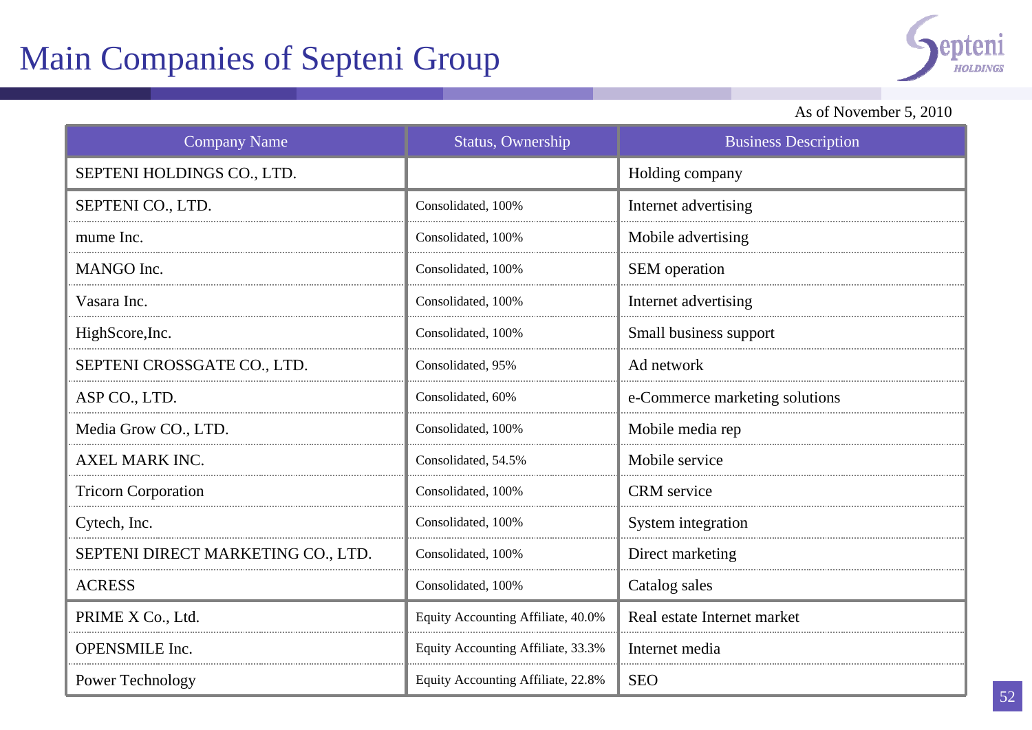# Main Companies of Septeni Group

As of November 5, 2010

| Company Name | Status, Ownership | Business Description |
|---|---|---|
| SEPTENI HOLDINGS CO., LTD. | | Holding company |
| SEPTENI CO., LTD. | Consolidated, 100% | Internet advertising |
| mume Inc. | Consolidated, 100% | Mobile advertising |
| MANGO Inc. | Consolidated, 100% | SEM operation |
| Vasara Inc. | Consolidated, 100% | Internet advertising |
| HighScore,Inc. | Consolidated, 100% | Small business support |
| SEPTENI CROSSGATE CO., LTD. | Consolidated, 95% | Ad network |
| ASP CO., LTD. | Consolidated, 60% | e-Commerce marketing solutions |
| Media Grow CO., LTD. | Consolidated, 100% | Mobile media rep |
| AXEL MARK INC. | Consolidated, 54.5% | Mobile service |
| Tricorn Corporation | Consolidated, 100% | CRM service |
| Cytech, Inc. | Consolidated, 100% | System integration |
| SEPTENI DIRECT MARKETING CO., LTD. | Consolidated, 100% | Direct marketing |
| ACRESS | Consolidated, 100% | Catalog sales |
| PRIME X Co., Ltd. | Equity Accounting Affiliate, 40.0% | Real estate Internet market |
| OPENSMILE Inc. | Equity Accounting Affiliate, 33.3% | Internet media |
| Power Technology | Equity Accounting Affiliate, 22.8% | SEO |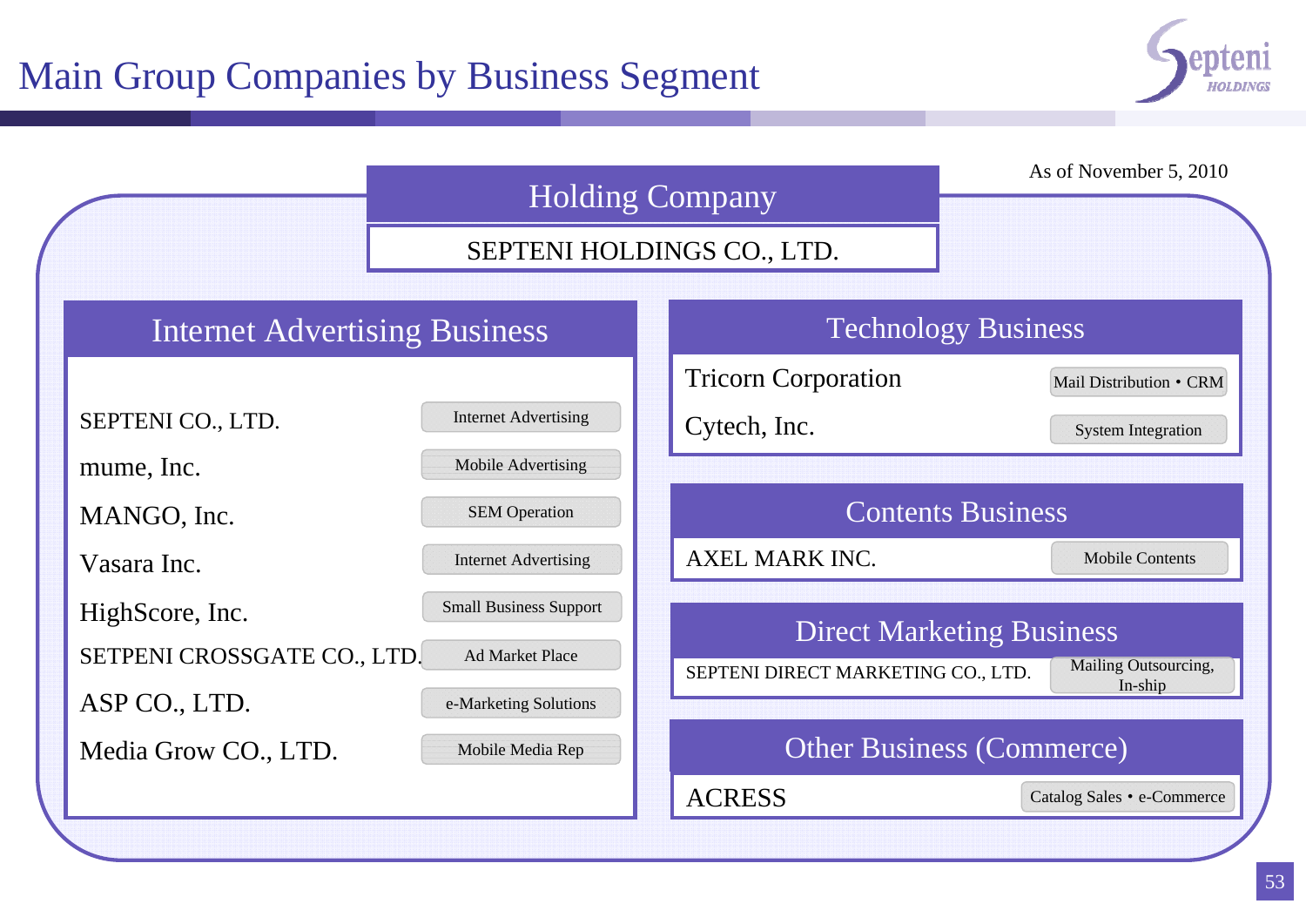# Main Group Companies by Business Segment

As of November 5, 2010

## Holding Company

SEPTENI HOLDINGS CO., LTD.

## Internet Advertising Business

| Company | Business |
|---|---|
| SEPTENI CO., LTD. | Internet Advertising |
| mume, Inc. | Mobile Advertising |
| MANGO, Inc. | SEM Operation |
| Vasara Inc. | Internet Advertising |
| HighScore, Inc. | Small Business Support |
| SETPENI CROSSGATE CO., LTD. | Ad Market Place |
| ASP CO., LTD. | e-Marketing Solutions |
| Media Grow CO., LTD. | Mobile Media Rep |

## Technology Business

| Company | Business |
|---|---|
| Tricorn Corporation | Mail Distribution • CRM |
| Cytech, Inc. | System Integration |

## Contents Business

| Company | Business |
|---|---|
| AXEL MARK INC. | Mobile Contents |

## Direct Marketing Business

| Company | Business |
|---|---|
| SEPTENI DIRECT MARKETING CO., LTD. | Mailing Outsourcing, In-ship |

## Other Business (Commerce)

| Company | Business |
|---|---|
| ACRESS | Catalog Sales • e-Commerce |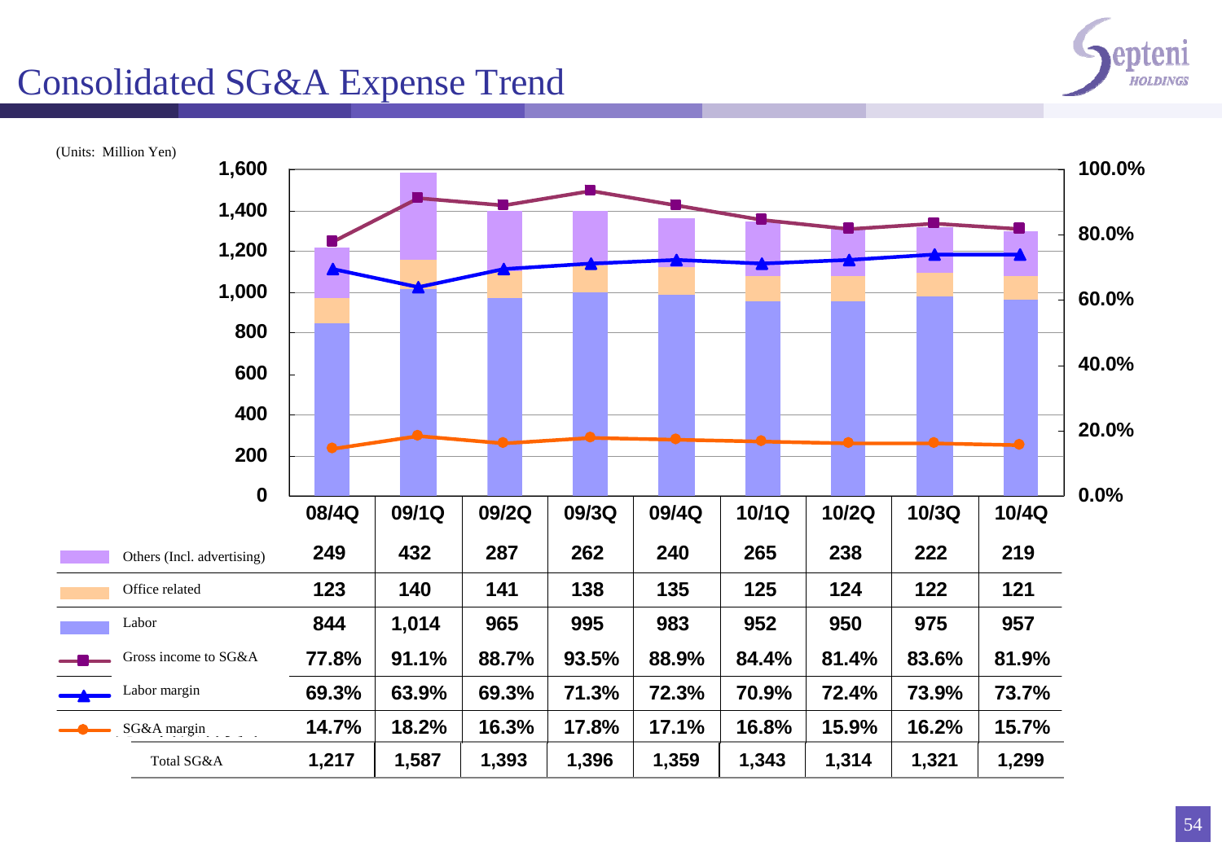# Consolidated SG&A Expense Trend

(Units: Million Yen)

| | 08/4Q | 09/1Q | 09/2Q | 09/3Q | 09/4Q | 10/1Q | 10/2Q | 10/3Q | 10/4Q |
|---|---|---|---|---|---|---|---|---|---|
| Others (Incl. advertising) | 249 | 432 | 287 | 262 | 240 | 265 | 238 | 222 | 219 |
| Office related | 123 | 140 | 141 | 138 | 135 | 125 | 124 | 122 | 121 |
| Labor | 844 | 1,014 | 965 | 995 | 983 | 952 | 950 | 975 | 957 |
| Gross income to SG&A | 77.8% | 91.1% | 88.7% | 93.5% | 88.9% | 84.4% | 81.4% | 83.6% | 81.9% |
| Labor margin | 69.3% | 63.9% | 69.3% | 71.3% | 72.3% | 70.9% | 72.4% | 73.9% | 73.7% |
| SG&A margin | 14.7% | 18.2% | 16.3% | 17.8% | 17.1% | 16.8% | 15.9% | 16.2% | 15.7% |
| Total SG&A | 1,217 | 1,587 | 1,393 | 1,396 | 1,359 | 1,343 | 1,314 | 1,321 | 1,299 |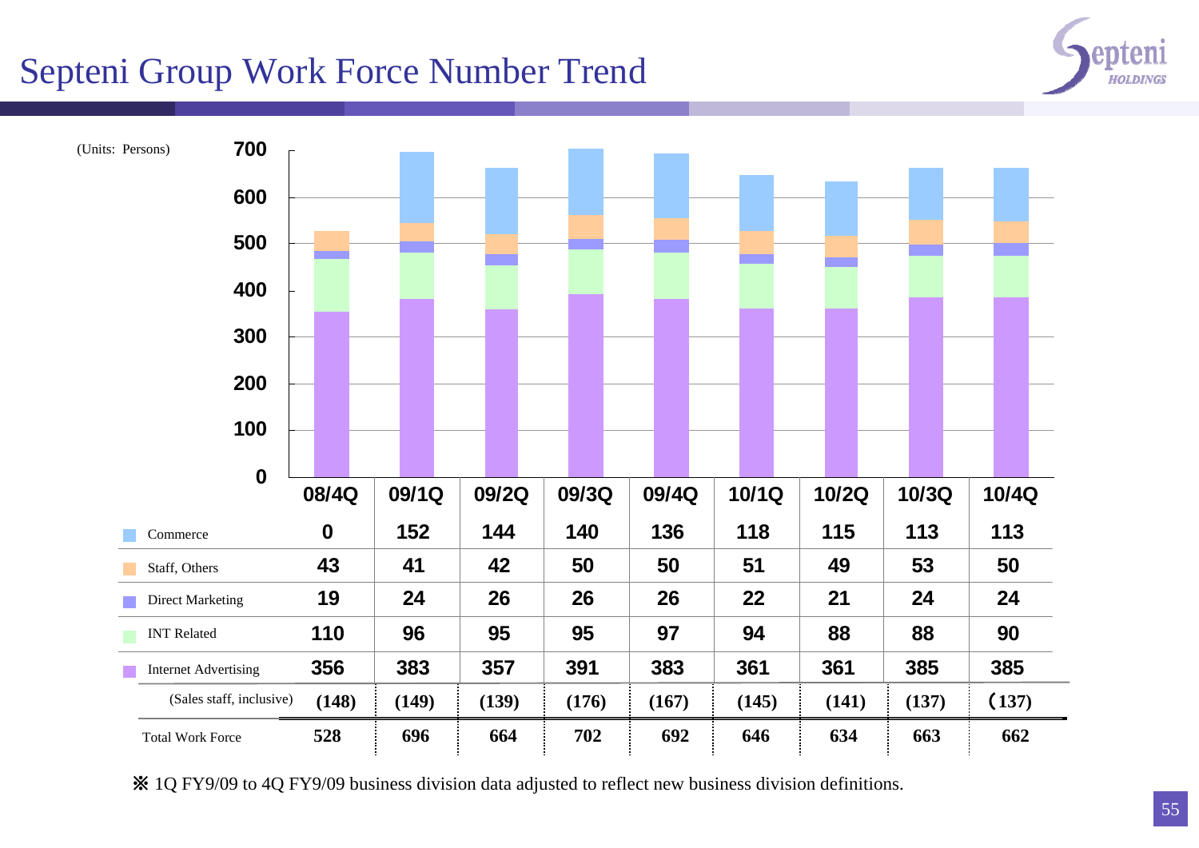# Septeni Group Work Force Number Trend

(Units: Persons)

700
600
500
400
300
200
100
0

| | 08/4Q | 09/1Q | 09/2Q | 09/3Q | 09/4Q | 10/1Q | 10/2Q | 10/3Q | 10/4Q |
|---|---|---|---|---|---|---|---|---|---|
| Commerce | 0 | 152 | 144 | 140 | 136 | 118 | 115 | 113 | 113 |
| Staff, Others | 43 | 41 | 42 | 50 | 50 | 51 | 49 | 53 | 50 |
| Direct Marketing | 19 | 24 | 26 | 26 | 26 | 22 | 21 | 24 | 24 |
| INT Related | 110 | 96 | 95 | 95 | 97 | 94 | 88 | 88 | 90 |
| Internet Advertising | 356 | 383 | 357 | 391 | 383 | 361 | 361 | 385 | 385 |
| (Sales staff, inclusive) | (148) | (149) | (139) | (176) | (167) | (145) | (141) | (137) | (137) |
| Total Work Force | 528 | 696 | 664 | 702 | 692 | 646 | 634 | 663 | 662 |

※ 1Q FY9/09 to 4Q FY9/09 business division data adjusted to reflect new business division definitions.